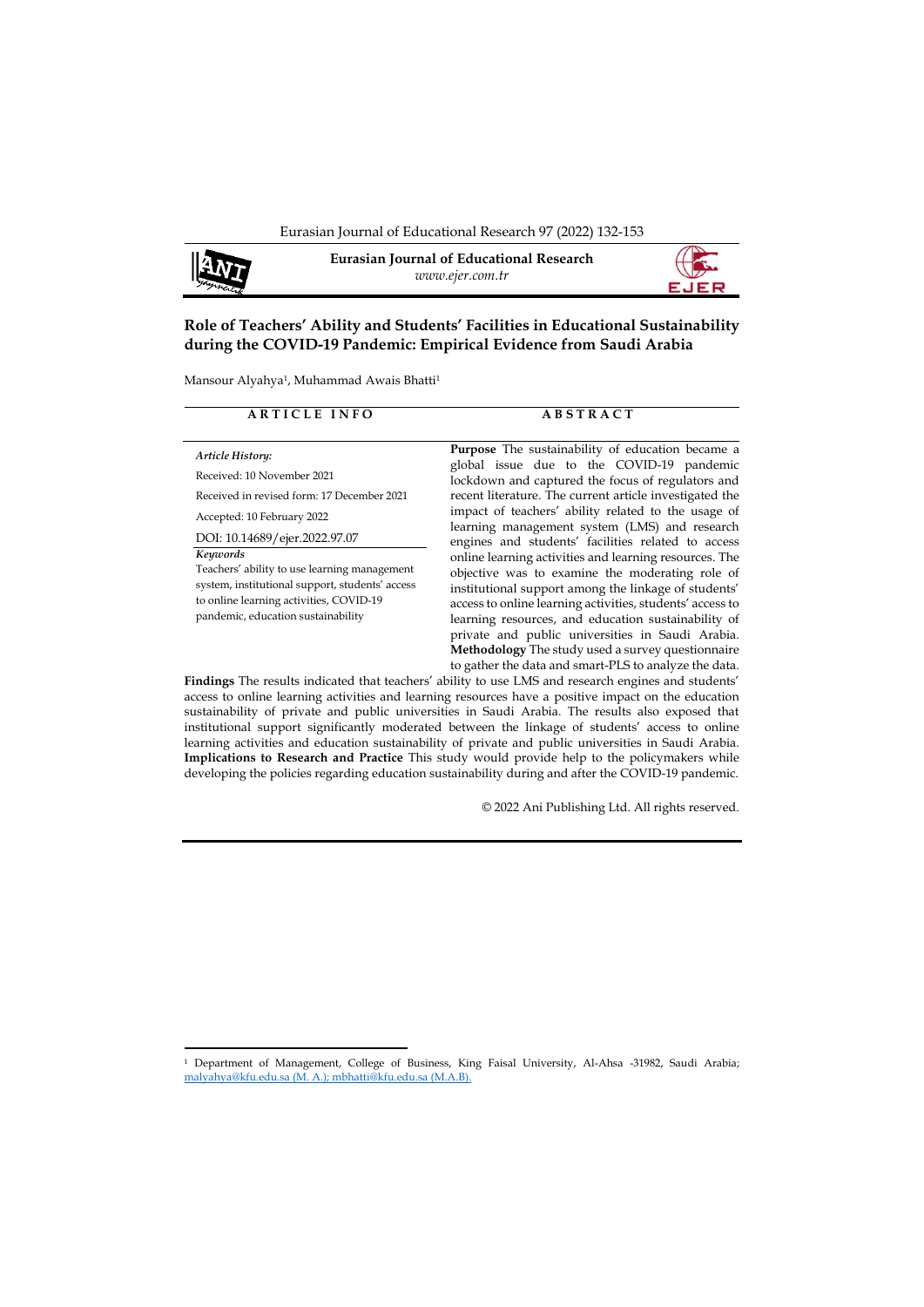**Eurasian Journal of Educational Research**
*www.ejer.com.tr*

# Role of Teachers' Ability and Students' Facilities in Educational Sustainability during the COVID-19 Pandemic: Empirical Evidence from Saudi Arabia

Mansour Alyahya[1], Muhammad Awais Bhatti[1]

**ARTICLE INFO**

*Article History:*

Received: 10 November 2021

Received in revised form: 17 December 2021

Accepted: 10 February 2022

DOI: 10.14689/ejer.2022.97.07

***Keywords***

Teachers' ability to use learning management system, institutional support, students' access to online learning activities, COVID-19 pandemic, education sustainability

**ABSTRACT**

**Purpose** The sustainability of education became a global issue due to the COVID-19 pandemic lockdown and captured the focus of regulators and recent literature. The current article investigated the impact of teachers' ability related to the usage of learning management system (LMS) and research engines and students' facilities related to access online learning activities and learning resources. The objective was to examine the moderating role of institutional support among the linkage of students' access to online learning activities, students' access to learning resources, and education sustainability of private and public universities in Saudi Arabia. **Methodology** The study used a survey questionnaire to gather the data and smart-PLS to analyze the data. **Findings** The results indicated that teachers' ability to use LMS and research engines and students' access to online learning activities and learning resources have a positive impact on the education sustainability of private and public universities in Saudi Arabia. The results also exposed that institutional support significantly moderated between the linkage of students' access to online learning activities and education sustainability of private and public universities in Saudi Arabia. **Implications to Research and Practice** This study would provide help to the policymakers while developing the policies regarding education sustainability during and after the COVID-19 pandemic.

© 2022 Ani Publishing Ltd. All rights reserved.

[1] Department of Management, College of Business, King Faisal University, Al-Ahsa -31982, Saudi Arabia; malyahya@kfu.edu.sa (M. A.); mbhatti@kfu.edu.sa (M.A.B).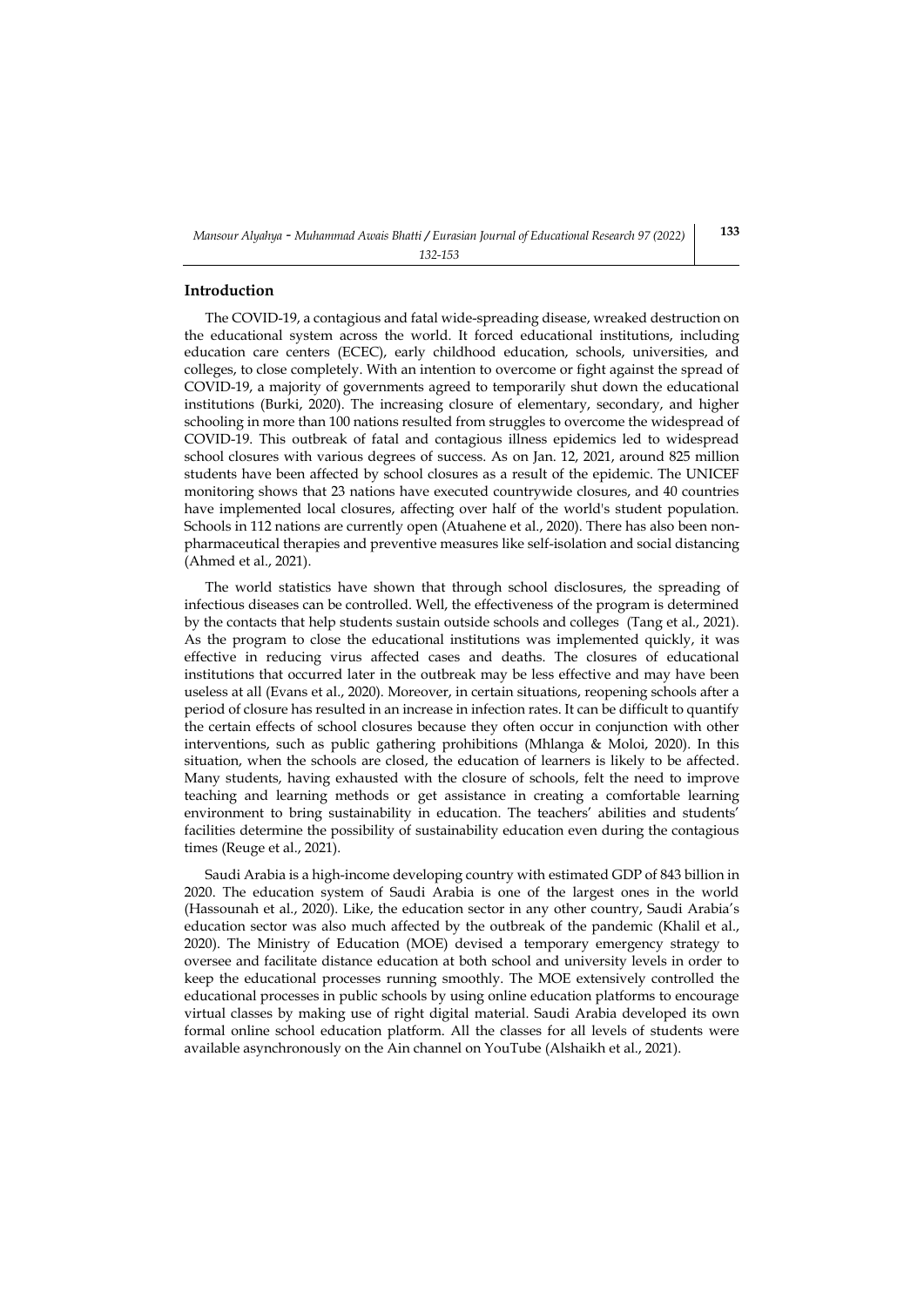## Introduction

The COVID-19, a contagious and fatal wide-spreading disease, wreaked destruction on the educational system across the world. It forced educational institutions, including education care centers (ECEC), early childhood education, schools, universities, and colleges, to close completely. With an intention to overcome or fight against the spread of COVID-19, a majority of governments agreed to temporarily shut down the educational institutions (Burki, 2020). The increasing closure of elementary, secondary, and higher schooling in more than 100 nations resulted from struggles to overcome the widespread of COVID-19. This outbreak of fatal and contagious illness epidemics led to widespread school closures with various degrees of success. As on Jan. 12, 2021, around 825 million students have been affected by school closures as a result of the epidemic. The UNICEF monitoring shows that 23 nations have executed countrywide closures, and 40 countries have implemented local closures, affecting over half of the world's student population. Schools in 112 nations are currently open (Atuahene et al., 2020). There has also been non-pharmaceutical therapies and preventive measures like self-isolation and social distancing (Ahmed et al., 2021).

The world statistics have shown that through school disclosures, the spreading of infectious diseases can be controlled. Well, the effectiveness of the program is determined by the contacts that help students sustain outside schools and colleges (Tang et al., 2021). As the program to close the educational institutions was implemented quickly, it was effective in reducing virus affected cases and deaths. The closures of educational institutions that occurred later in the outbreak may be less effective and may have been useless at all (Evans et al., 2020). Moreover, in certain situations, reopening schools after a period of closure has resulted in an increase in infection rates. It can be difficult to quantify the certain effects of school closures because they often occur in conjunction with other interventions, such as public gathering prohibitions (Mhlanga & Moloi, 2020). In this situation, when the schools are closed, the education of learners is likely to be affected. Many students, having exhausted with the closure of schools, felt the need to improve teaching and learning methods or get assistance in creating a comfortable learning environment to bring sustainability in education. The teachers' abilities and students' facilities determine the possibility of sustainability education even during the contagious times (Reuge et al., 2021).

Saudi Arabia is a high-income developing country with estimated GDP of 843 billion in 2020. The education system of Saudi Arabia is one of the largest ones in the world (Hassounah et al., 2020). Like, the education sector in any other country, Saudi Arabia's education sector was also much affected by the outbreak of the pandemic (Khalil et al., 2020). The Ministry of Education (MOE) devised a temporary emergency strategy to oversee and facilitate distance education at both school and university levels in order to keep the educational processes running smoothly. The MOE extensively controlled the educational processes in public schools by using online education platforms to encourage virtual classes by making use of right digital material. Saudi Arabia developed its own formal online school education platform. All the classes for all levels of students were available asynchronously on the Ain channel on YouTube (Alshaikh et al., 2021).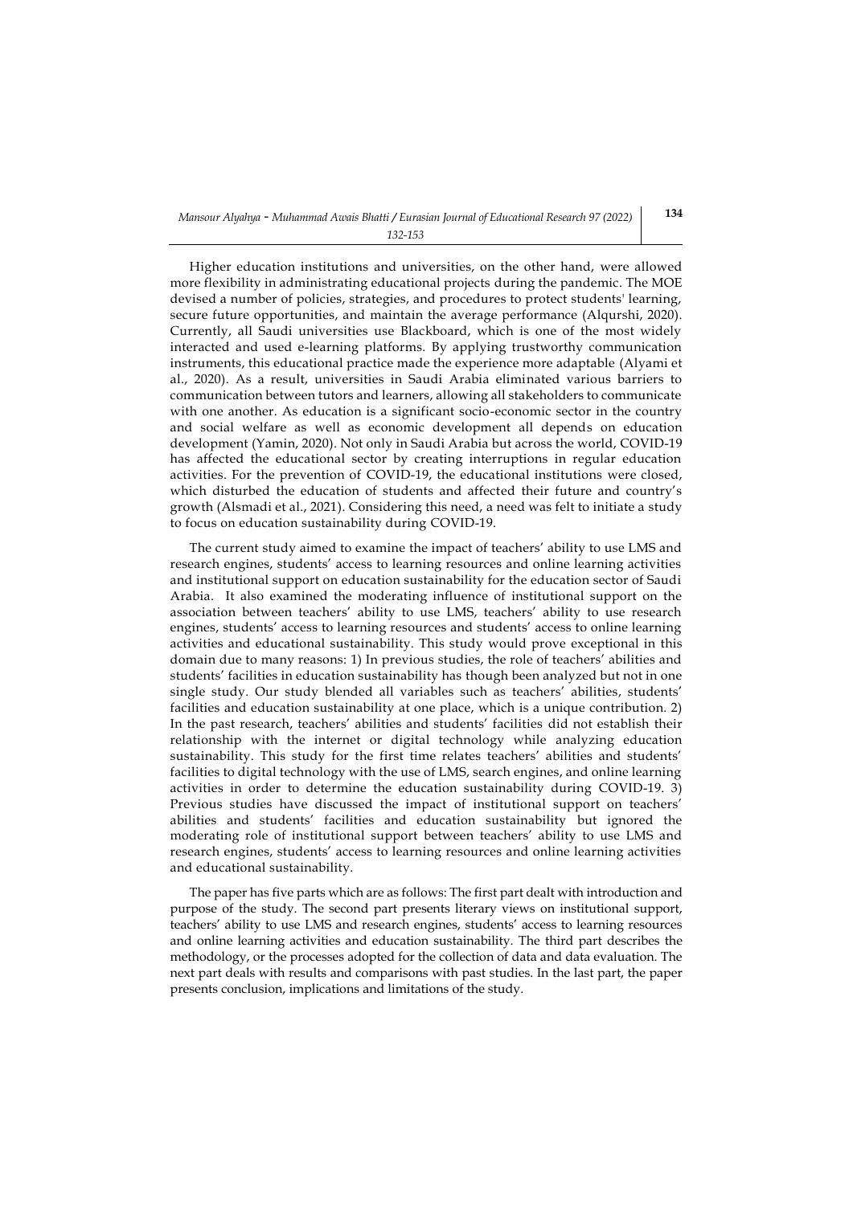Higher education institutions and universities, on the other hand, were allowed more flexibility in administrating educational projects during the pandemic. The MOE devised a number of policies, strategies, and procedures to protect students' learning, secure future opportunities, and maintain the average performance (Alqurshi, 2020). Currently, all Saudi universities use Blackboard, which is one of the most widely interacted and used e-learning platforms. By applying trustworthy communication instruments, this educational practice made the experience more adaptable (Alyami et al., 2020). As a result, universities in Saudi Arabia eliminated various barriers to communication between tutors and learners, allowing all stakeholders to communicate with one another. As education is a significant socio-economic sector in the country and social welfare as well as economic development all depends on education development (Yamin, 2020). Not only in Saudi Arabia but across the world, COVID-19 has affected the educational sector by creating interruptions in regular education activities. For the prevention of COVID-19, the educational institutions were closed, which disturbed the education of students and affected their future and country's growth (Alsmadi et al., 2021). Considering this need, a need was felt to initiate a study to focus on education sustainability during COVID-19.

The current study aimed to examine the impact of teachers' ability to use LMS and research engines, students' access to learning resources and online learning activities and institutional support on education sustainability for the education sector of Saudi Arabia. It also examined the moderating influence of institutional support on the association between teachers' ability to use LMS, teachers' ability to use research engines, students' access to learning resources and students' access to online learning activities and educational sustainability. This study would prove exceptional in this domain due to many reasons: 1) In previous studies, the role of teachers' abilities and students' facilities in education sustainability has though been analyzed but not in one single study. Our study blended all variables such as teachers' abilities, students' facilities and education sustainability at one place, which is a unique contribution. 2) In the past research, teachers' abilities and students' facilities did not establish their relationship with the internet or digital technology while analyzing education sustainability. This study for the first time relates teachers' abilities and students' facilities to digital technology with the use of LMS, search engines, and online learning activities in order to determine the education sustainability during COVID-19. 3) Previous studies have discussed the impact of institutional support on teachers' abilities and students' facilities and education sustainability but ignored the moderating role of institutional support between teachers' ability to use LMS and research engines, students' access to learning resources and online learning activities and educational sustainability.

The paper has five parts which are as follows: The first part dealt with introduction and purpose of the study. The second part presents literary views on institutional support, teachers' ability to use LMS and research engines, students' access to learning resources and online learning activities and education sustainability. The third part describes the methodology, or the processes adopted for the collection of data and data evaluation. The next part deals with results and comparisons with past studies. In the last part, the paper presents conclusion, implications and limitations of the study.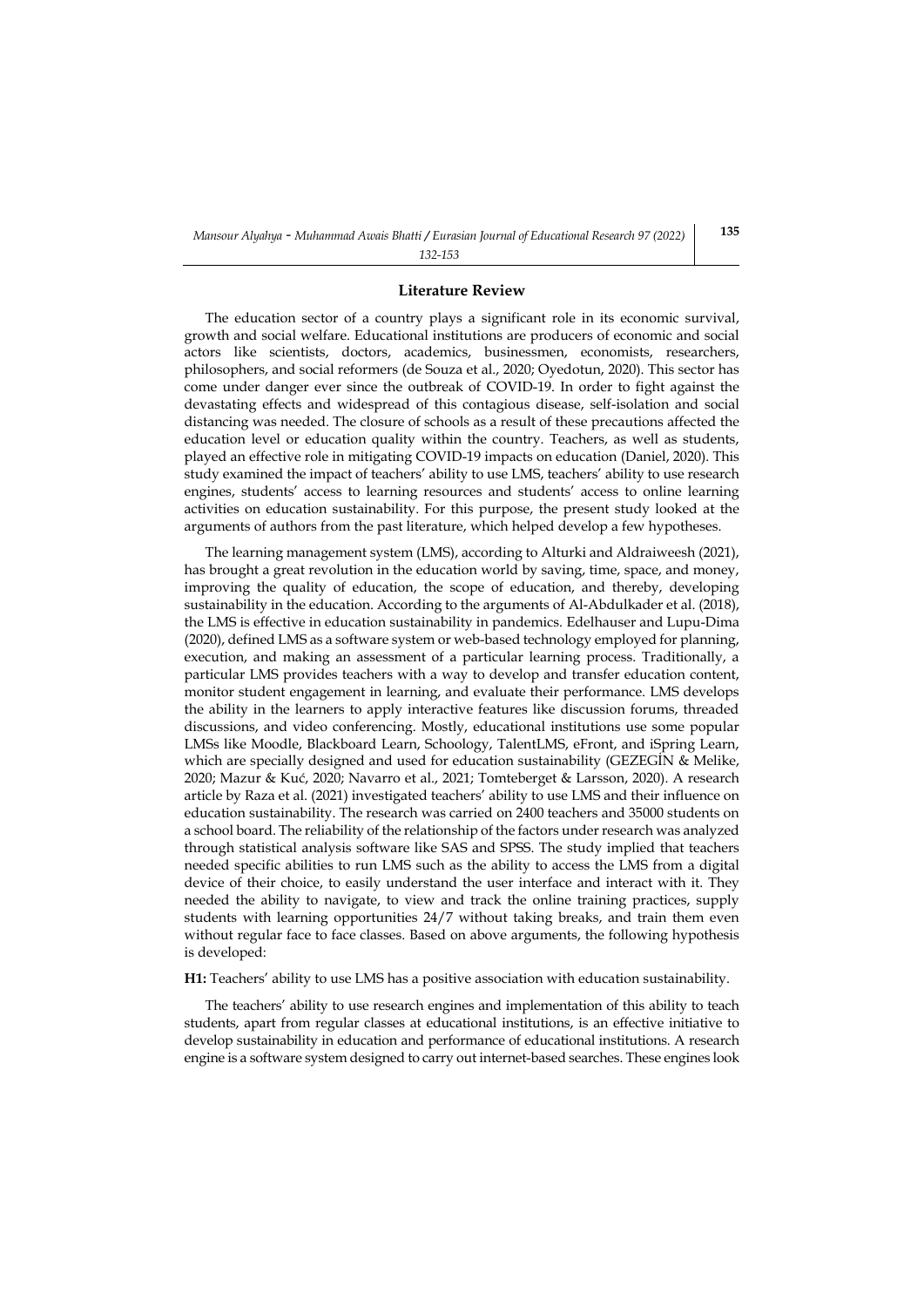## Literature Review

The education sector of a country plays a significant role in its economic survival, growth and social welfare. Educational institutions are producers of economic and social actors like scientists, doctors, academics, businessmen, economists, researchers, philosophers, and social reformers (de Souza et al., 2020; Oyedotun, 2020). This sector has come under danger ever since the outbreak of COVID-19. In order to fight against the devastating effects and widespread of this contagious disease, self-isolation and social distancing was needed. The closure of schools as a result of these precautions affected the education level or education quality within the country. Teachers, as well as students, played an effective role in mitigating COVID-19 impacts on education (Daniel, 2020). This study examined the impact of teachers' ability to use LMS, teachers' ability to use research engines, students' access to learning resources and students' access to online learning activities on education sustainability. For this purpose, the present study looked at the arguments of authors from the past literature, which helped develop a few hypotheses.

The learning management system (LMS), according to Alturki and Aldraiweesh (2021), has brought a great revolution in the education world by saving, time, space, and money, improving the quality of education, the scope of education, and thereby, developing sustainability in the education. According to the arguments of Al-Abdulkader et al. (2018), the LMS is effective in education sustainability in pandemics. Edelhauser and Lupu-Dima (2020), defined LMS as a software system or web-based technology employed for planning, execution, and making an assessment of a particular learning process. Traditionally, a particular LMS provides teachers with a way to develop and transfer education content, monitor student engagement in learning, and evaluate their performance. LMS develops the ability in the learners to apply interactive features like discussion forums, threaded discussions, and video conferencing. Mostly, educational institutions use some popular LMSs like Moodle, Blackboard Learn, Schoology, TalentLMS, eFront, and iSpring Learn, which are specially designed and used for education sustainability (GEZEGİN & Melike, 2020; Mazur & Kuć, 2020; Navarro et al., 2021; Tomteberget & Larsson, 2020). A research article by Raza et al. (2021) investigated teachers' ability to use LMS and their influence on education sustainability. The research was carried on 2400 teachers and 35000 students on a school board. The reliability of the relationship of the factors under research was analyzed through statistical analysis software like SAS and SPSS. The study implied that teachers needed specific abilities to run LMS such as the ability to access the LMS from a digital device of their choice, to easily understand the user interface and interact with it. They needed the ability to navigate, to view and track the online training practices, supply students with learning opportunities 24/7 without taking breaks, and train them even without regular face to face classes. Based on above arguments, the following hypothesis is developed:

**H1:** Teachers' ability to use LMS has a positive association with education sustainability.

The teachers' ability to use research engines and implementation of this ability to teach students, apart from regular classes at educational institutions, is an effective initiative to develop sustainability in education and performance of educational institutions. A research engine is a software system designed to carry out internet-based searches. These engines look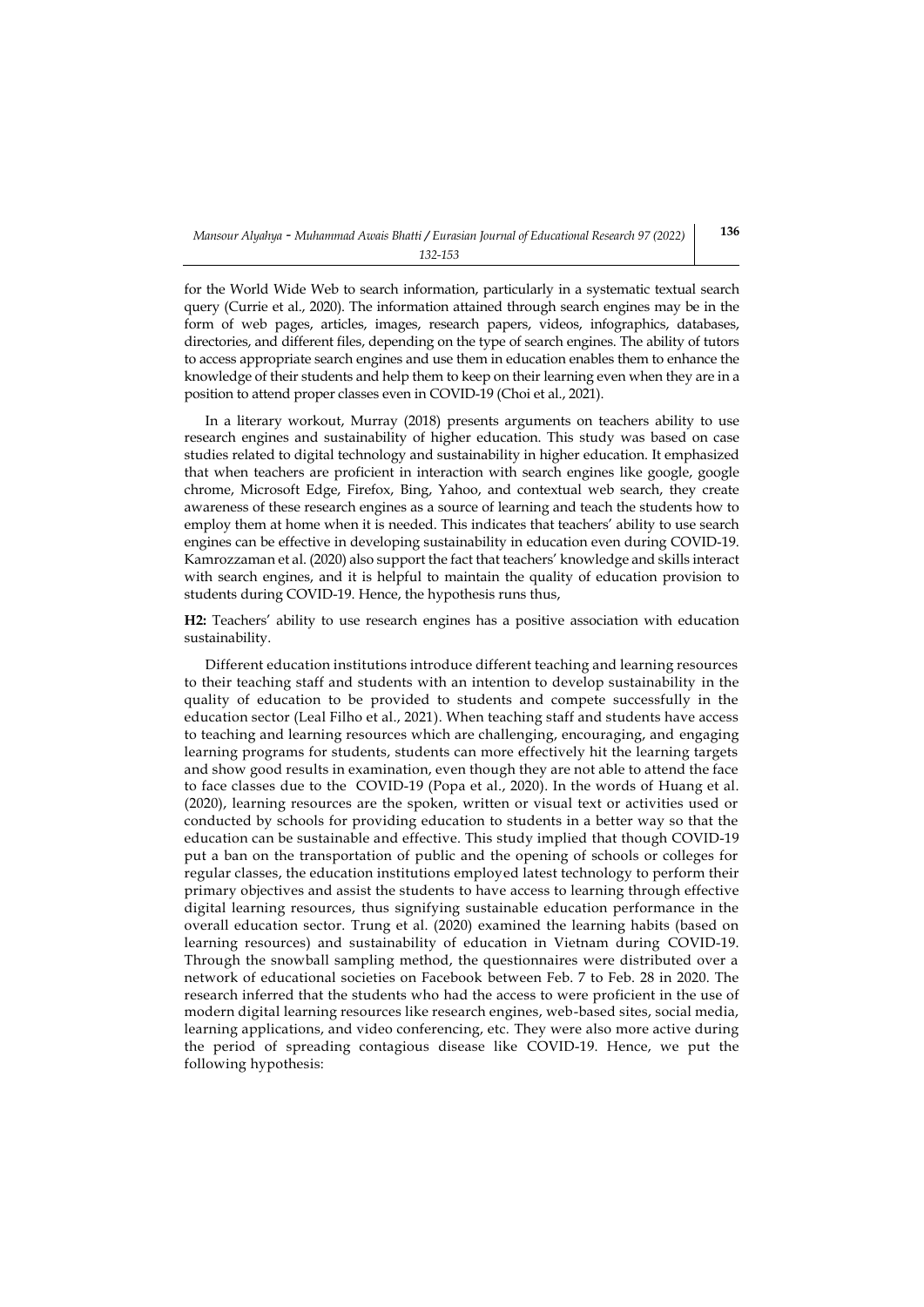for the World Wide Web to search information, particularly in a systematic textual search query (Currie et al., 2020). The information attained through search engines may be in the form of web pages, articles, images, research papers, videos, infographics, databases, directories, and different files, depending on the type of search engines. The ability of tutors to access appropriate search engines and use them in education enables them to enhance the knowledge of their students and help them to keep on their learning even when they are in a position to attend proper classes even in COVID-19 (Choi et al., 2021).

In a literary workout, Murray (2018) presents arguments on teachers ability to use research engines and sustainability of higher education. This study was based on case studies related to digital technology and sustainability in higher education. It emphasized that when teachers are proficient in interaction with search engines like google, google chrome, Microsoft Edge, Firefox, Bing, Yahoo, and contextual web search, they create awareness of these research engines as a source of learning and teach the students how to employ them at home when it is needed. This indicates that teachers' ability to use search engines can be effective in developing sustainability in education even during COVID-19. Kamrozzaman et al. (2020) also support the fact that teachers' knowledge and skills interact with search engines, and it is helpful to maintain the quality of education provision to students during COVID-19. Hence, the hypothesis runs thus,

**H2:** Teachers' ability to use research engines has a positive association with education sustainability.

Different education institutions introduce different teaching and learning resources to their teaching staff and students with an intention to develop sustainability in the quality of education to be provided to students and compete successfully in the education sector (Leal Filho et al., 2021). When teaching staff and students have access to teaching and learning resources which are challenging, encouraging, and engaging learning programs for students, students can more effectively hit the learning targets and show good results in examination, even though they are not able to attend the face to face classes due to the COVID-19 (Popa et al., 2020). In the words of Huang et al. (2020), learning resources are the spoken, written or visual text or activities used or conducted by schools for providing education to students in a better way so that the education can be sustainable and effective. This study implied that though COVID-19 put a ban on the transportation of public and the opening of schools or colleges for regular classes, the education institutions employed latest technology to perform their primary objectives and assist the students to have access to learning through effective digital learning resources, thus signifying sustainable education performance in the overall education sector. Trung et al. (2020) examined the learning habits (based on learning resources) and sustainability of education in Vietnam during COVID-19. Through the snowball sampling method, the questionnaires were distributed over a network of educational societies on Facebook between Feb. 7 to Feb. 28 in 2020. The research inferred that the students who had the access to were proficient in the use of modern digital learning resources like research engines, web-based sites, social media, learning applications, and video conferencing, etc. They were also more active during the period of spreading contagious disease like COVID-19. Hence, we put the following hypothesis: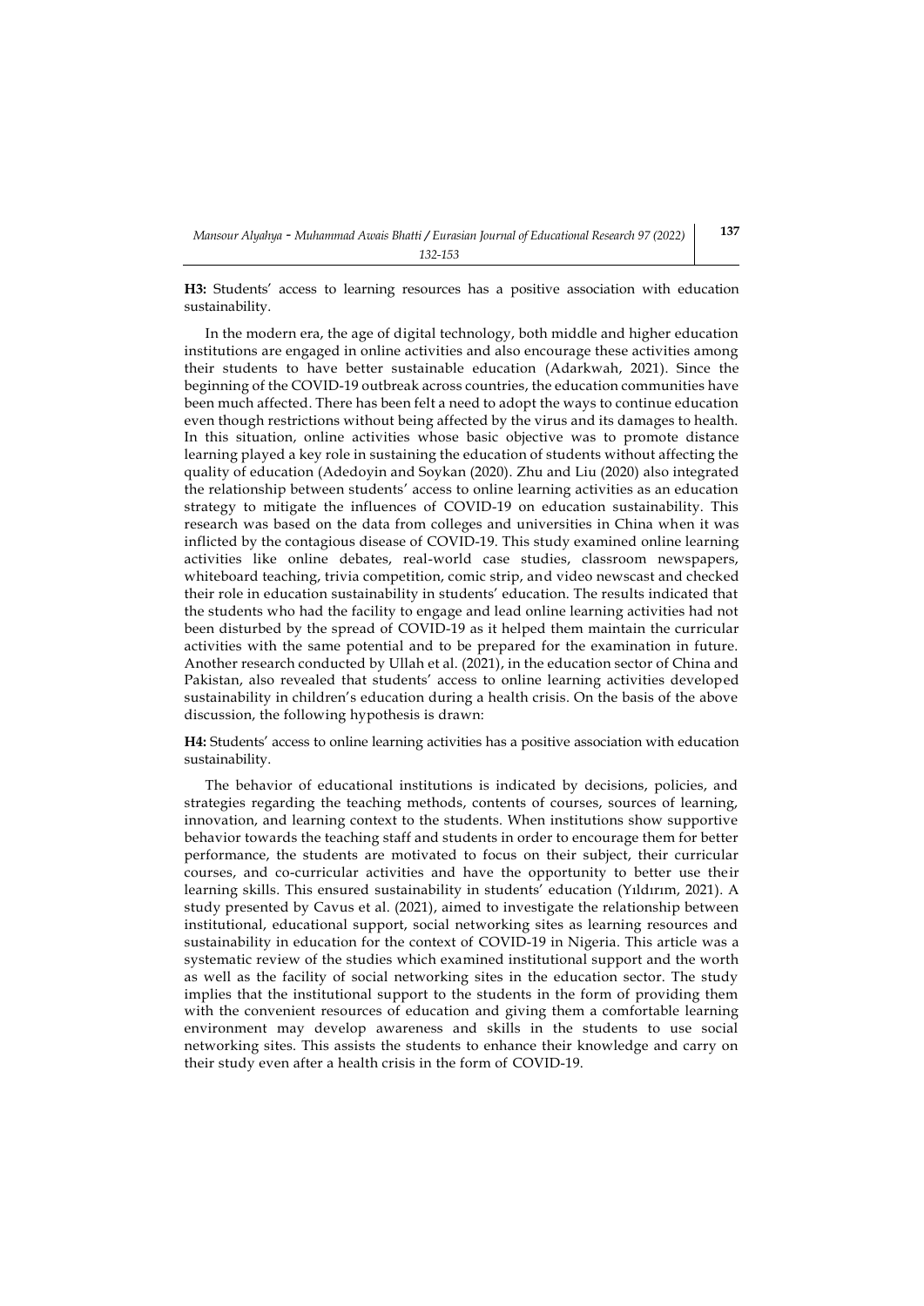**H3:** Students' access to learning resources has a positive association with education sustainability.

In the modern era, the age of digital technology, both middle and higher education institutions are engaged in online activities and also encourage these activities among their students to have better sustainable education (Adarkwah, 2021). Since the beginning of the COVID-19 outbreak across countries, the education communities have been much affected. There has been felt a need to adopt the ways to continue education even though restrictions without being affected by the virus and its damages to health. In this situation, online activities whose basic objective was to promote distance learning played a key role in sustaining the education of students without affecting the quality of education (Adedoyin and Soykan (2020). Zhu and Liu (2020) also integrated the relationship between students' access to online learning activities as an education strategy to mitigate the influences of COVID-19 on education sustainability. This research was based on the data from colleges and universities in China when it was inflicted by the contagious disease of COVID-19. This study examined online learning activities like online debates, real-world case studies, classroom newspapers, whiteboard teaching, trivia competition, comic strip, and video newscast and checked their role in education sustainability in students' education. The results indicated that the students who had the facility to engage and lead online learning activities had not been disturbed by the spread of COVID-19 as it helped them maintain the curricular activities with the same potential and to be prepared for the examination in future. Another research conducted by Ullah et al. (2021), in the education sector of China and Pakistan, also revealed that students' access to online learning activities developed sustainability in children's education during a health crisis. On the basis of the above discussion, the following hypothesis is drawn:

**H4:** Students' access to online learning activities has a positive association with education sustainability.

The behavior of educational institutions is indicated by decisions, policies, and strategies regarding the teaching methods, contents of courses, sources of learning, innovation, and learning context to the students. When institutions show supportive behavior towards the teaching staff and students in order to encourage them for better performance, the students are motivated to focus on their subject, their curricular courses, and co-curricular activities and have the opportunity to better use their learning skills. This ensured sustainability in students' education (Yıldırım, 2021). A study presented by Cavus et al. (2021), aimed to investigate the relationship between institutional, educational support, social networking sites as learning resources and sustainability in education for the context of COVID-19 in Nigeria. This article was a systematic review of the studies which examined institutional support and the worth as well as the facility of social networking sites in the education sector. The study implies that the institutional support to the students in the form of providing them with the convenient resources of education and giving them a comfortable learning environment may develop awareness and skills in the students to use social networking sites. This assists the students to enhance their knowledge and carry on their study even after a health crisis in the form of COVID-19.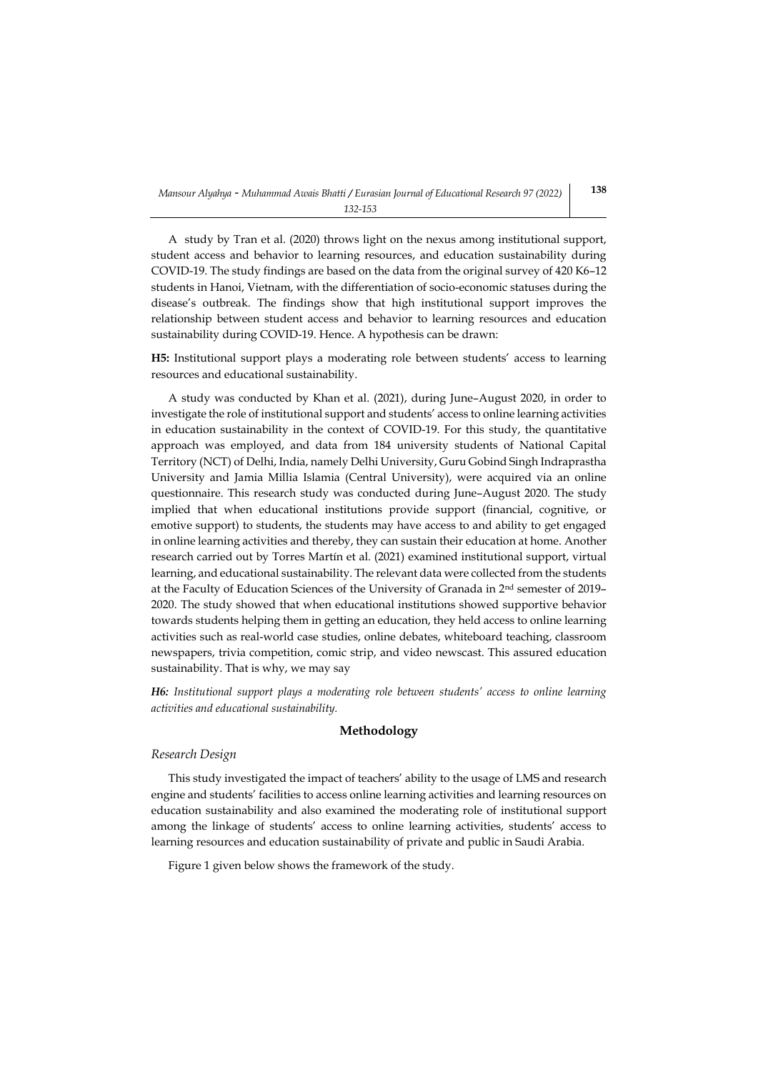A study by Tran et al. (2020) throws light on the nexus among institutional support, student access and behavior to learning resources, and education sustainability during COVID-19. The study findings are based on the data from the original survey of 420 K6–12 students in Hanoi, Vietnam, with the differentiation of socio-economic statuses during the disease's outbreak. The findings show that high institutional support improves the relationship between student access and behavior to learning resources and education sustainability during COVID-19. Hence. A hypothesis can be drawn:

**H5:** Institutional support plays a moderating role between students' access to learning resources and educational sustainability.

A study was conducted by Khan et al. (2021), during June–August 2020, in order to investigate the role of institutional support and students' access to online learning activities in education sustainability in the context of COVID-19. For this study, the quantitative approach was employed, and data from 184 university students of National Capital Territory (NCT) of Delhi, India, namely Delhi University, Guru Gobind Singh Indraprastha University and Jamia Millia Islamia (Central University), were acquired via an online questionnaire. This research study was conducted during June–August 2020. The study implied that when educational institutions provide support (financial, cognitive, or emotive support) to students, the students may have access to and ability to get engaged in online learning activities and thereby, they can sustain their education at home. Another research carried out by Torres Martín et al. (2021) examined institutional support, virtual learning, and educational sustainability. The relevant data were collected from the students at the Faculty of Education Sciences of the University of Granada in 2nd semester of 2019–2020. The study showed that when educational institutions showed supportive behavior towards students helping them in getting an education, they held access to online learning activities such as real-world case studies, online debates, whiteboard teaching, classroom newspapers, trivia competition, comic strip, and video newscast. This assured education sustainability. That is why, we may say

***H6:*** *Institutional support plays a moderating role between students' access to online learning activities and educational sustainability.*

## Methodology

### *Research Design*

This study investigated the impact of teachers' ability to the usage of LMS and research engine and students' facilities to access online learning activities and learning resources on education sustainability and also examined the moderating role of institutional support among the linkage of students' access to online learning activities, students' access to learning resources and education sustainability of private and public in Saudi Arabia.

Figure 1 given below shows the framework of the study.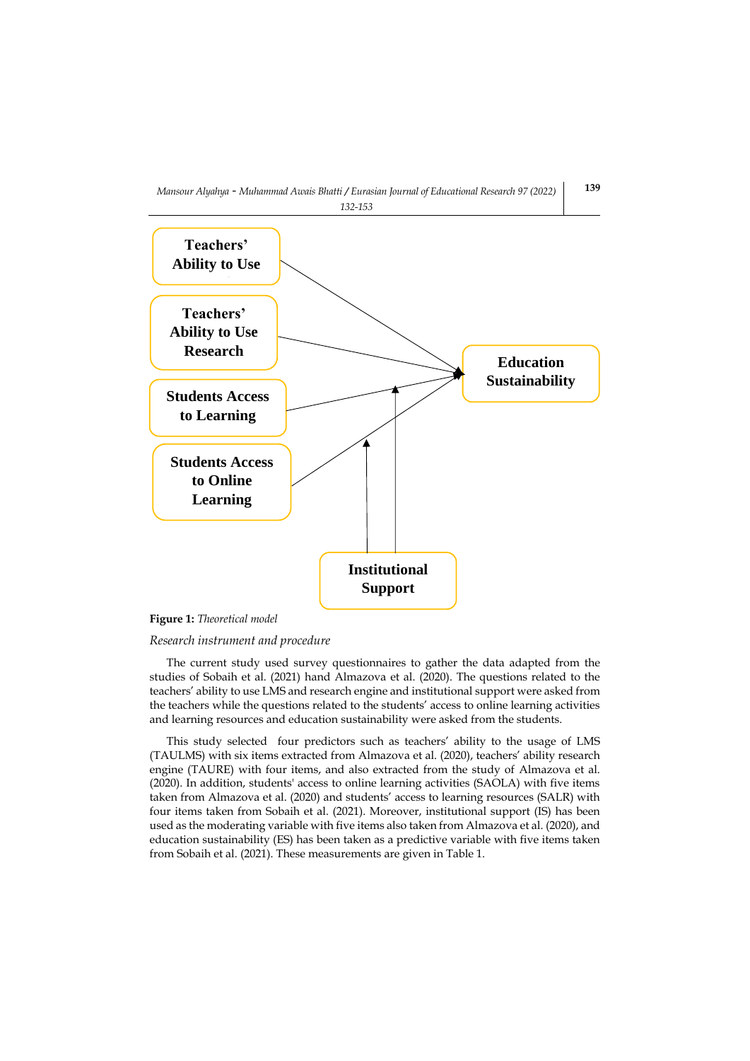Teachers' Ability to Use

Teachers' Ability to Use Research

Students Access to Learning

Students Access to Online Learning

Education Sustainability

Institutional Support

**Figure 1:** *Theoretical model*

*Research instrument and procedure*

The current study used survey questionnaires to gather the data adapted from the studies of Sobaih et al. (2021) hand Almazova et al. (2020). The questions related to the teachers' ability to use LMS and research engine and institutional support were asked from the teachers while the questions related to the students' access to online learning activities and learning resources and education sustainability were asked from the students.

This study selected four predictors such as teachers' ability to the usage of LMS (TAULMS) with six items extracted from Almazova et al. (2020), teachers' ability research engine (TAURE) with four items, and also extracted from the study of Almazova et al. (2020). In addition, students' access to online learning activities (SAOLA) with five items taken from Almazova et al. (2020) and students' access to learning resources (SALR) with four items taken from Sobaih et al. (2021). Moreover, institutional support (IS) has been used as the moderating variable with five items also taken from Almazova et al. (2020), and education sustainability (ES) has been taken as a predictive variable with five items taken from Sobaih et al. (2021). These measurements are given in Table 1.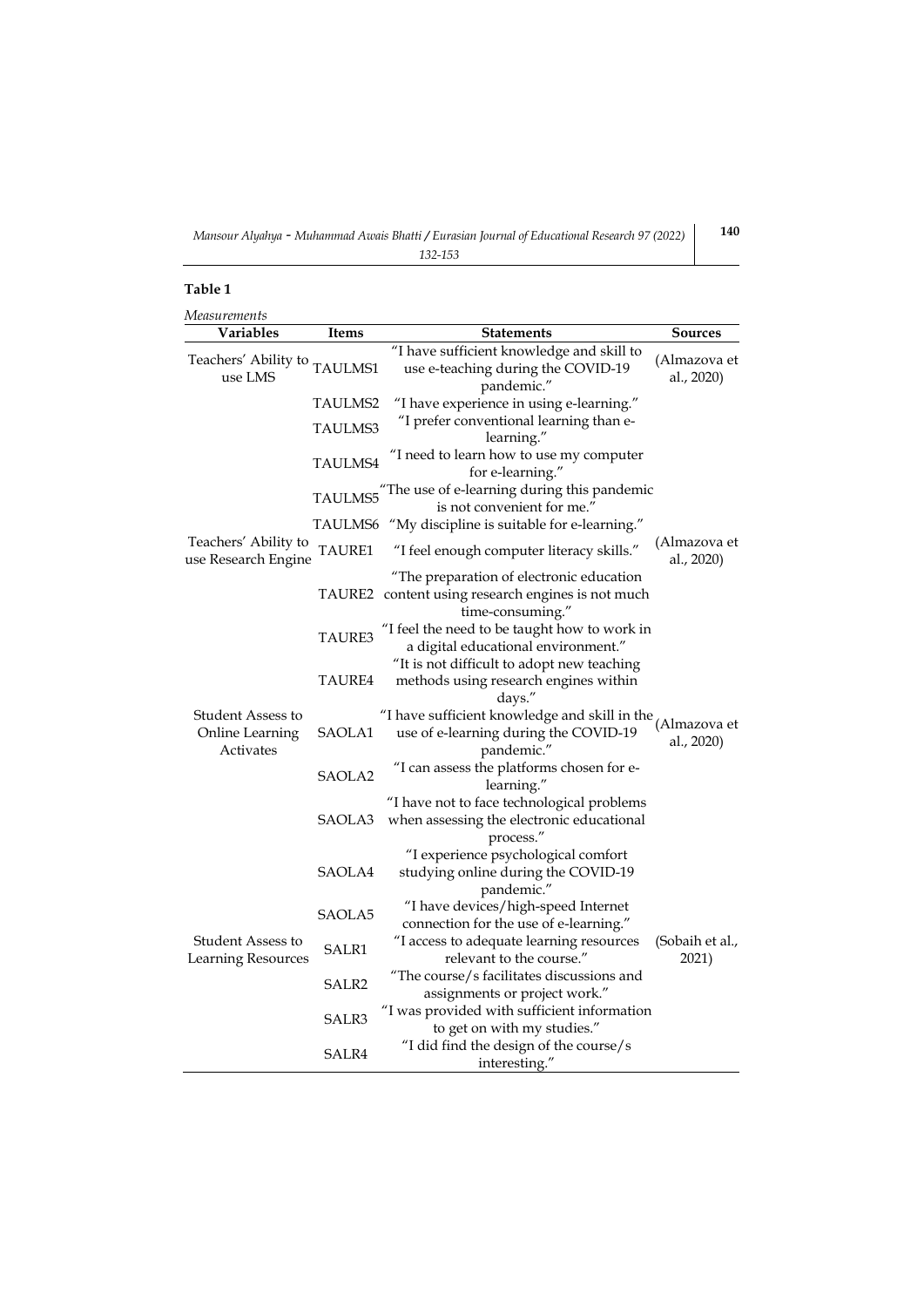**Table 1**

*Measurements*

| Variables | Items | Statements | Sources |
|---|---|---|---|
| Teachers' Ability to use LMS | TAULMS1 | "I have sufficient knowledge and skill to use e-teaching during the COVID-19 pandemic." | (Almazova et al., 2020) |
| | TAULMS2 | "I have experience in using e-learning." | |
| | TAULMS3 | "I prefer conventional learning than e-learning." | |
| | TAULMS4 | "I need to learn how to use my computer for e-learning." | |
| | TAULMS5 | "The use of e-learning during this pandemic is not convenient for me." | |
| | TAULMS6 | "My discipline is suitable for e-learning." | |
| Teachers' Ability to use Research Engine | TAURE1 | "I feel enough computer literacy skills." | (Almazova et al., 2020) |
| | TAURE2 | "The preparation of electronic education content using research engines is not much time-consuming." | |
| | TAURE3 | "I feel the need to be taught how to work in a digital educational environment." | |
| | TAURE4 | "It is not difficult to adopt new teaching methods using research engines within days." | |
| Student Assess to Online Learning Activates | SAOLA1 | "I have sufficient knowledge and skill in the use of e-learning during the COVID-19 pandemic." | (Almazova et al., 2020) |
| | SAOLA2 | "I can assess the platforms chosen for e-learning." | |
| | SAOLA3 | "I have not to face technological problems when assessing the electronic educational process." | |
| | SAOLA4 | "I experience psychological comfort studying online during the COVID-19 pandemic." | |
| | SAOLA5 | "I have devices/high-speed Internet connection for the use of e-learning." | |
| Student Assess to Learning Resources | SALR1 | "I access to adequate learning resources relevant to the course." | (Sobaih et al., 2021) |
| | SALR2 | "The course/s facilitates discussions and assignments or project work." | |
| | SALR3 | "I was provided with sufficient information to get on with my studies." | |
| | SALR4 | "I did find the design of the course/s interesting." | |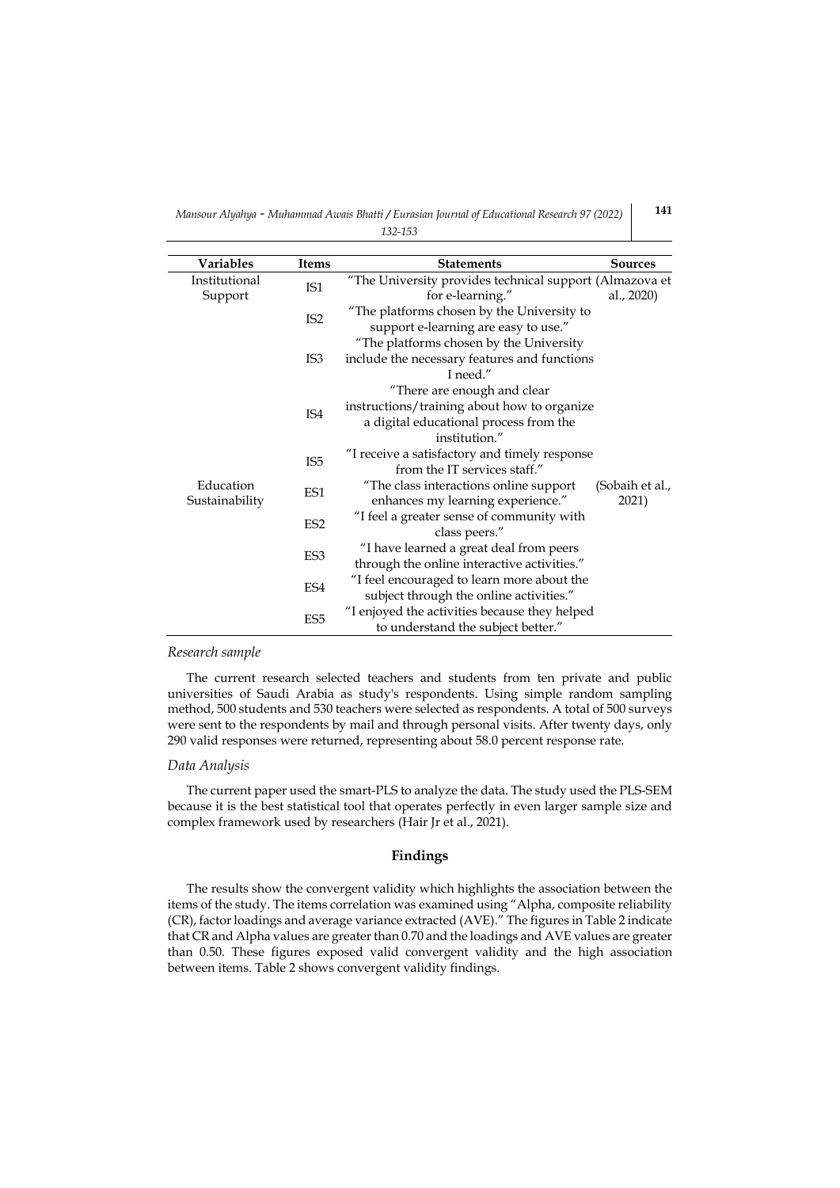| Variables | Items | Statements | Sources |
|---|---|---|---|
| Institutional Support | IS1 | "The University provides technical support for e-learning." | (Almazova et al., 2020) |
| | IS2 | "The platforms chosen by the University to support e-learning are easy to use." | |
| | IS3 | "The platforms chosen by the University include the necessary features and functions I need." | |
| | IS4 | "There are enough and clear instructions/training about how to organize a digital educational process from the institution." | |
| | IS5 | "I receive a satisfactory and timely response from the IT services staff." | |
| Education Sustainability | ES1 | "The class interactions online support enhances my learning experience." | (Sobaih et al., 2021) |
| | ES2 | "I feel a greater sense of community with class peers." | |
| | ES3 | "I have learned a great deal from peers through the online interactive activities." | |
| | ES4 | "I feel encouraged to learn more about the subject through the online activities." | |
| | ES5 | "I enjoyed the activities because they helped to understand the subject better." | |

*Research sample*

The current research selected teachers and students from ten private and public universities of Saudi Arabia as study's respondents. Using simple random sampling method, 500 students and 530 teachers were selected as respondents. A total of 500 surveys were sent to the respondents by mail and through personal visits. After twenty days, only 290 valid responses were returned, representing about 58.0 percent response rate.

*Data Analysis*

The current paper used the smart-PLS to analyze the data. The study used the PLS-SEM because it is the best statistical tool that operates perfectly in even larger sample size and complex framework used by researchers (Hair Jr et al., 2021).

## Findings

The results show the convergent validity which highlights the association between the items of the study. The items correlation was examined using "Alpha, composite reliability (CR), factor loadings and average variance extracted (AVE)." The figures in Table 2 indicate that CR and Alpha values are greater than 0.70 and the loadings and AVE values are greater than 0.50. These figures exposed valid convergent validity and the high association between items. Table 2 shows convergent validity findings.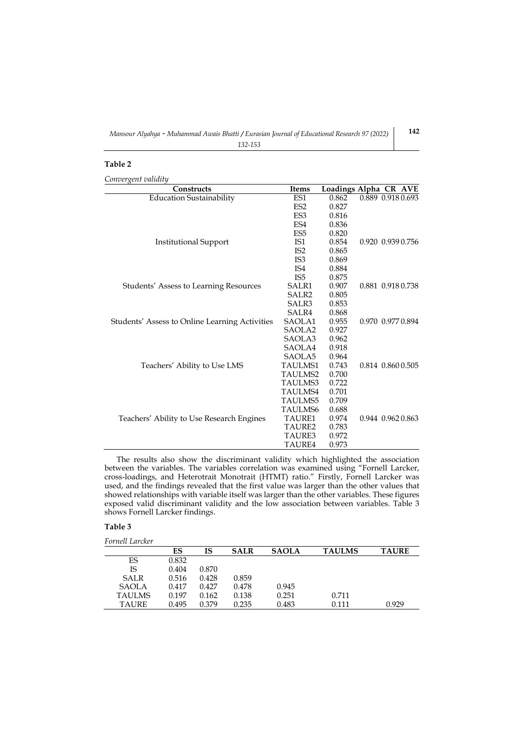**Table 2**

*Convergent validity*

| Constructs | Items | Loadings | Alpha | CR | AVE |
|---|---|---|---|---|---|
| Education Sustainability | ES1 | 0.862 | 0.889 | 0.918 | 0.693 |
| | ES2 | 0.827 | | | |
| | ES3 | 0.816 | | | |
| | ES4 | 0.836 | | | |
| | ES5 | 0.820 | | | |
| Institutional Support | IS1 | 0.854 | 0.920 | 0.939 | 0.756 |
| | IS2 | 0.865 | | | |
| | IS3 | 0.869 | | | |
| | IS4 | 0.884 | | | |
| | IS5 | 0.875 | | | |
| Students' Assess to Learning Resources | SALR1 | 0.907 | 0.881 | 0.918 | 0.738 |
| | SALR2 | 0.805 | | | |
| | SALR3 | 0.853 | | | |
| | SALR4 | 0.868 | | | |
| Students' Assess to Online Learning Activities | SAOLA1 | 0.955 | 0.970 | 0.977 | 0.894 |
| | SAOLA2 | 0.927 | | | |
| | SAOLA3 | 0.962 | | | |
| | SAOLA4 | 0.918 | | | |
| | SAOLA5 | 0.964 | | | |
| Teachers' Ability to Use LMS | TAULMS1 | 0.743 | 0.814 | 0.860 | 0.505 |
| | TAULMS2 | 0.700 | | | |
| | TAULMS3 | 0.722 | | | |
| | TAULMS4 | 0.701 | | | |
| | TAULMS5 | 0.709 | | | |
| | TAULMS6 | 0.688 | | | |
| Teachers' Ability to Use Research Engines | TAURE1 | 0.974 | 0.944 | 0.962 | 0.863 |
| | TAURE2 | 0.783 | | | |
| | TAURE3 | 0.972 | | | |
| | TAURE4 | 0.973 | | | |

The results also show the discriminant validity which highlighted the association between the variables. The variables correlation was examined using "Fornell Larcker, cross-loadings, and Heterotrait Monotrait (HTMT) ratio." Firstly, Fornell Larcker was used, and the findings revealed that the first value was larger than the other values that showed relationships with variable itself was larger than the other variables. These figures exposed valid discriminant validity and the low association between variables. Table 3 shows Fornell Larcker findings.

**Table 3**

*Fornell Larcker*

| | ES | IS | SALR | SAOLA | TAULMS | TAURE |
|---|---|---|---|---|---|---|
| ES | 0.832 | | | | | |
| IS | 0.404 | 0.870 | | | | |
| SALR | 0.516 | 0.428 | 0.859 | | | |
| SAOLA | 0.417 | 0.427 | 0.478 | 0.945 | | |
| TAULMS | 0.197 | 0.162 | 0.138 | 0.251 | 0.711 | |
| TAURE | 0.495 | 0.379 | 0.235 | 0.483 | 0.111 | 0.929 |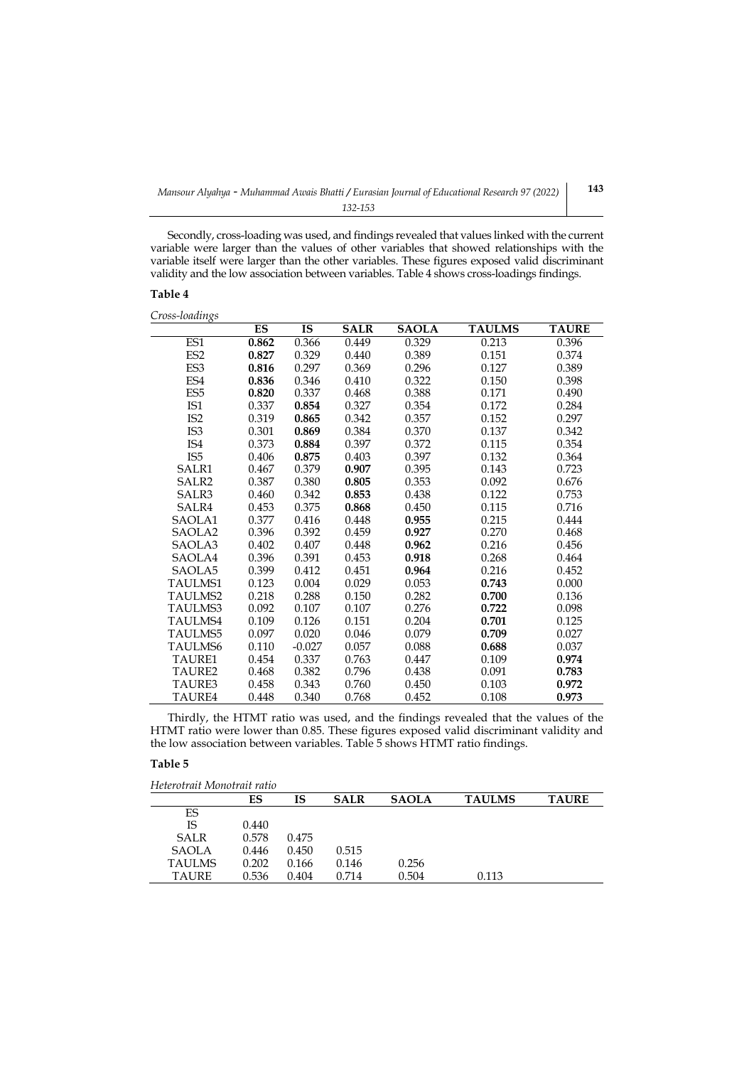Secondly, cross-loading was used, and findings revealed that values linked with the current variable were larger than the values of other variables that showed relationships with the variable itself were larger than the other variables. These figures exposed valid discriminant validity and the low association between variables. Table 4 shows cross-loadings findings.

**Table 4**

*Cross-loadings*

| | ES | IS | SALR | SAOLA | TAULMS | TAURE |
|---|---|---|---|---|---|---|
| ES1 | **0.862** | 0.366 | 0.449 | 0.329 | 0.213 | 0.396 |
| ES2 | **0.827** | 0.329 | 0.440 | 0.389 | 0.151 | 0.374 |
| ES3 | **0.816** | 0.297 | 0.369 | 0.296 | 0.127 | 0.389 |
| ES4 | **0.836** | 0.346 | 0.410 | 0.322 | 0.150 | 0.398 |
| ES5 | **0.820** | 0.337 | 0.468 | 0.388 | 0.171 | 0.490 |
| IS1 | 0.337 | **0.854** | 0.327 | 0.354 | 0.172 | 0.284 |
| IS2 | 0.319 | **0.865** | 0.342 | 0.357 | 0.152 | 0.297 |
| IS3 | 0.301 | **0.869** | 0.384 | 0.370 | 0.137 | 0.342 |
| IS4 | 0.373 | **0.884** | 0.397 | 0.372 | 0.115 | 0.354 |
| IS5 | 0.406 | **0.875** | 0.403 | 0.397 | 0.132 | 0.364 |
| SALR1 | 0.467 | 0.379 | **0.907** | 0.395 | 0.143 | 0.723 |
| SALR2 | 0.387 | 0.380 | **0.805** | 0.353 | 0.092 | 0.676 |
| SALR3 | 0.460 | 0.342 | **0.853** | 0.438 | 0.122 | 0.753 |
| SALR4 | 0.453 | 0.375 | **0.868** | 0.450 | 0.115 | 0.716 |
| SAOLA1 | 0.377 | 0.416 | 0.448 | **0.955** | 0.215 | 0.444 |
| SAOLA2 | 0.396 | 0.392 | 0.459 | **0.927** | 0.270 | 0.468 |
| SAOLA3 | 0.402 | 0.407 | 0.448 | **0.962** | 0.216 | 0.456 |
| SAOLA4 | 0.396 | 0.391 | 0.453 | **0.918** | 0.268 | 0.464 |
| SAOLA5 | 0.399 | 0.412 | 0.451 | **0.964** | 0.216 | 0.452 |
| TAULMS1 | 0.123 | 0.004 | 0.029 | 0.053 | **0.743** | 0.000 |
| TAULMS2 | 0.218 | 0.288 | 0.150 | 0.282 | **0.700** | 0.136 |
| TAULMS3 | 0.092 | 0.107 | 0.107 | 0.276 | **0.722** | 0.098 |
| TAULMS4 | 0.109 | 0.126 | 0.151 | 0.204 | **0.701** | 0.125 |
| TAULMS5 | 0.097 | 0.020 | 0.046 | 0.079 | **0.709** | 0.027 |
| TAULMS6 | 0.110 | -0.027 | 0.057 | 0.088 | **0.688** | 0.037 |
| TAURE1 | 0.454 | 0.337 | 0.763 | 0.447 | 0.109 | **0.974** |
| TAURE2 | 0.468 | 0.382 | 0.796 | 0.438 | 0.091 | **0.783** |
| TAURE3 | 0.458 | 0.343 | 0.760 | 0.450 | 0.103 | **0.972** |
| TAURE4 | 0.448 | 0.340 | 0.768 | 0.452 | 0.108 | **0.973** |

Thirdly, the HTMT ratio was used, and the findings revealed that the values of the HTMT ratio were lower than 0.85. These figures exposed valid discriminant validity and the low association between variables. Table 5 shows HTMT ratio findings.

**Table 5**

*Heterotrait Monotrait ratio*

| | ES | IS | SALR | SAOLA | TAULMS | TAURE |
|---|---|---|---|---|---|---|
| ES | | | | | | |
| IS | 0.440 | | | | | |
| SALR | 0.578 | 0.475 | | | | |
| SAOLA | 0.446 | 0.450 | 0.515 | | | |
| TAULMS | 0.202 | 0.166 | 0.146 | 0.256 | | |
| TAURE | 0.536 | 0.404 | 0.714 | 0.504 | 0.113 | |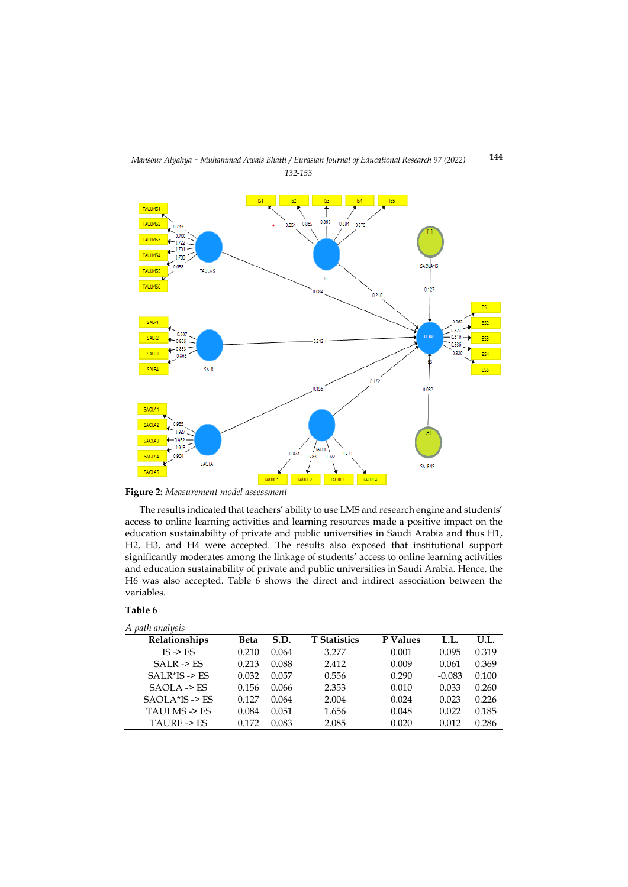**Figure 2:** *Measurement model assessment*

The results indicated that teachers' ability to use LMS and research engine and students' access to online learning activities and learning resources made a positive impact on the education sustainability of private and public universities in Saudi Arabia and thus H1, H2, H3, and H4 were accepted. The results also exposed that institutional support significantly moderates among the linkage of students' access to online learning activities and education sustainability of private and public universities in Saudi Arabia. Hence, the H6 was also accepted. Table 6 shows the direct and indirect association between the variables.

**Table 6**

*A path analysis*

| Relationships | Beta | S.D. | T Statistics | P Values | L.L. | U.L. |
|---|---|---|---|---|---|---|
| IS -> ES | 0.210 | 0.064 | 3.277 | 0.001 | 0.095 | 0.319 |
| SALR -> ES | 0.213 | 0.088 | 2.412 | 0.009 | 0.061 | 0.369 |
| SALR*IS -> ES | 0.032 | 0.057 | 0.556 | 0.290 | -0.083 | 0.100 |
| SAOLA -> ES | 0.156 | 0.066 | 2.353 | 0.010 | 0.033 | 0.260 |
| SAOLA*IS -> ES | 0.127 | 0.064 | 2.004 | 0.024 | 0.023 | 0.226 |
| TAULMS -> ES | 0.084 | 0.051 | 1.656 | 0.048 | 0.022 | 0.185 |
| TAURE -> ES | 0.172 | 0.083 | 2.085 | 0.020 | 0.012 | 0.286 |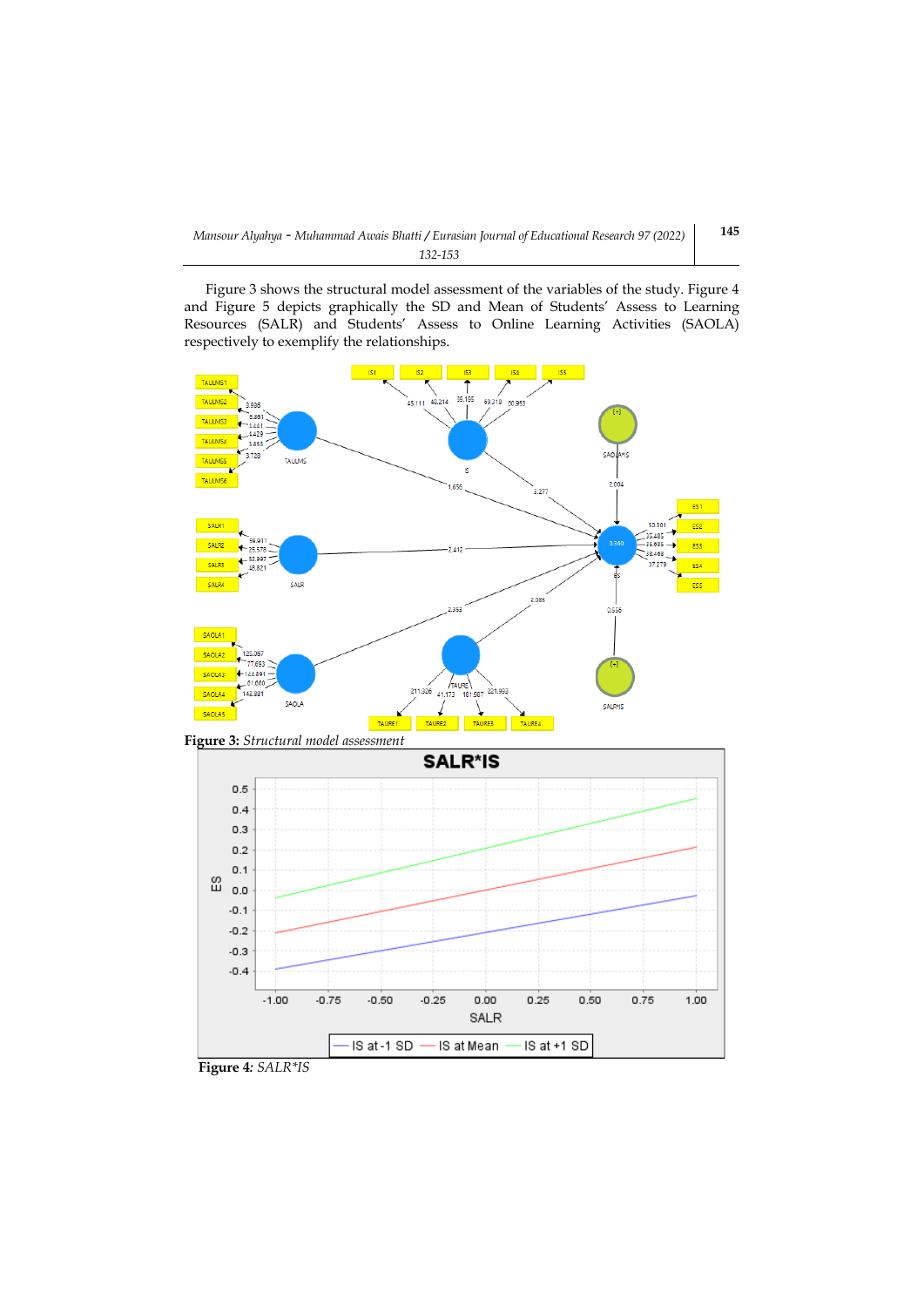Figure 3 shows the structural model assessment of the variables of the study. Figure 4 and Figure 5 depicts graphically the SD and Mean of Students' Assess to Learning Resources (SALR) and Students' Assess to Online Learning Activities (SAOLA) respectively to exemplify the relationships.

**Figure 3:** *Structural model assessment*

**Figure 4**: *SALR*IS*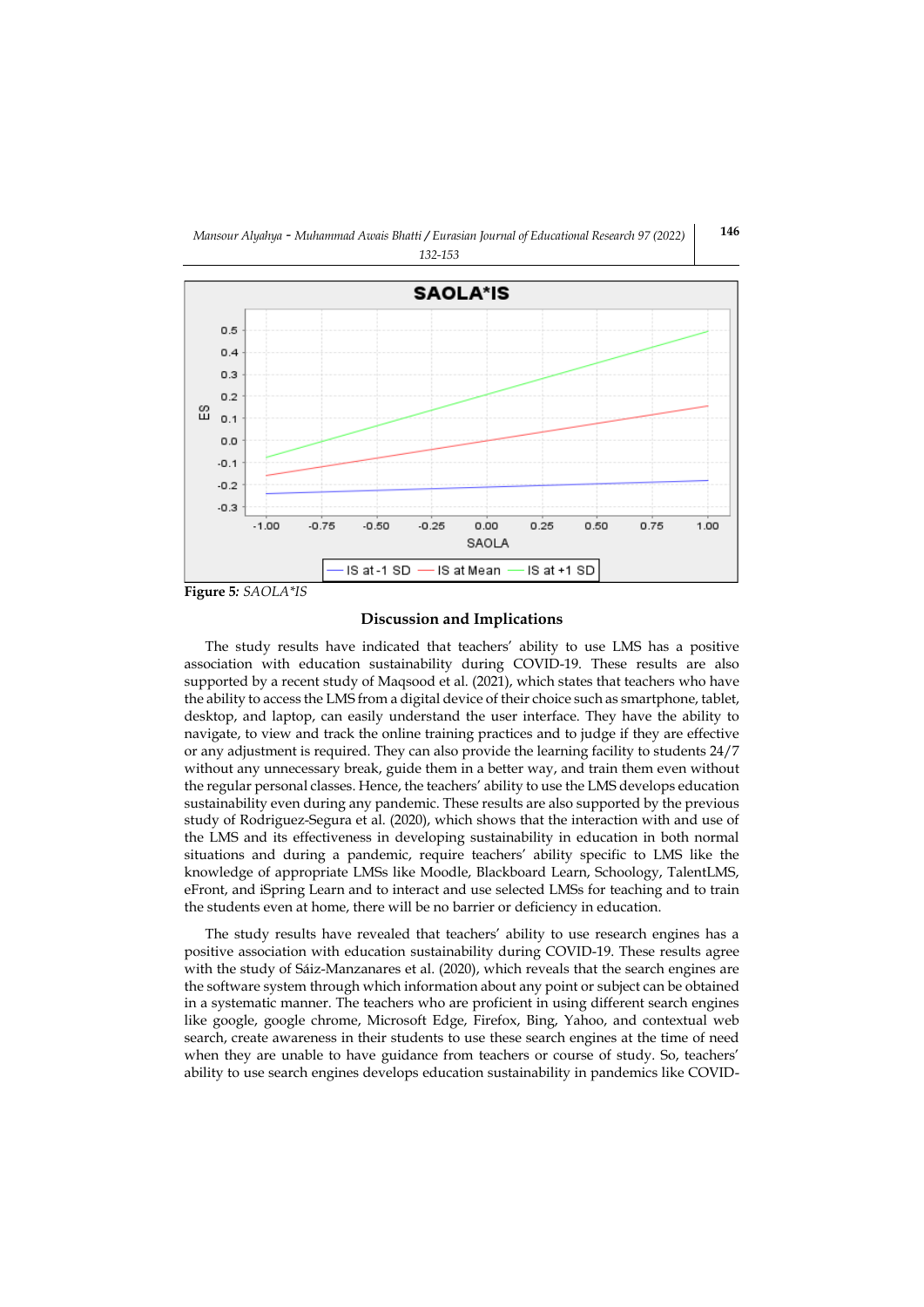**Figure 5:** *SAOLA*IS*

## Discussion and Implications

The study results have indicated that teachers' ability to use LMS has a positive association with education sustainability during COVID-19. These results are also supported by a recent study of Maqsood et al. (2021), which states that teachers who have the ability to access the LMS from a digital device of their choice such as smartphone, tablet, desktop, and laptop, can easily understand the user interface. They have the ability to navigate, to view and track the online training practices and to judge if they are effective or any adjustment is required. They can also provide the learning facility to students 24/7 without any unnecessary break, guide them in a better way, and train them even without the regular personal classes. Hence, the teachers' ability to use the LMS develops education sustainability even during any pandemic. These results are also supported by the previous study of Rodriguez-Segura et al. (2020), which shows that the interaction with and use of the LMS and its effectiveness in developing sustainability in education in both normal situations and during a pandemic, require teachers' ability specific to LMS like the knowledge of appropriate LMSs like Moodle, Blackboard Learn, Schoology, TalentLMS, eFront, and iSpring Learn and to interact and use selected LMSs for teaching and to train the students even at home, there will be no barrier or deficiency in education.

The study results have revealed that teachers' ability to use research engines has a positive association with education sustainability during COVID-19. These results agree with the study of Sáiz-Manzanares et al. (2020), which reveals that the search engines are the software system through which information about any point or subject can be obtained in a systematic manner. The teachers who are proficient in using different search engines like google, google chrome, Microsoft Edge, Firefox, Bing, Yahoo, and contextual web search, create awareness in their students to use these search engines at the time of need when they are unable to have guidance from teachers or course of study. So, teachers' ability to use search engines develops education sustainability in pandemics like COVID-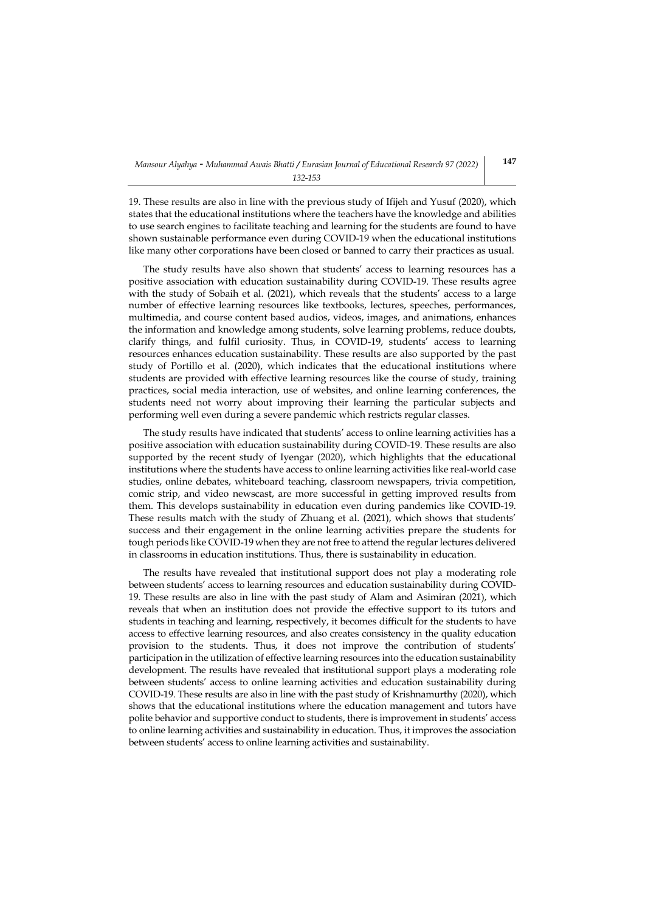19. These results are also in line with the previous study of Ifijeh and Yusuf (2020), which states that the educational institutions where the teachers have the knowledge and abilities to use search engines to facilitate teaching and learning for the students are found to have shown sustainable performance even during COVID-19 when the educational institutions like many other corporations have been closed or banned to carry their practices as usual.

The study results have also shown that students' access to learning resources has a positive association with education sustainability during COVID-19. These results agree with the study of Sobaih et al. (2021), which reveals that the students' access to a large number of effective learning resources like textbooks, lectures, speeches, performances, multimedia, and course content based audios, videos, images, and animations, enhances the information and knowledge among students, solve learning problems, reduce doubts, clarify things, and fulfil curiosity. Thus, in COVID-19, students' access to learning resources enhances education sustainability. These results are also supported by the past study of Portillo et al. (2020), which indicates that the educational institutions where students are provided with effective learning resources like the course of study, training practices, social media interaction, use of websites, and online learning conferences, the students need not worry about improving their learning the particular subjects and performing well even during a severe pandemic which restricts regular classes.

The study results have indicated that students' access to online learning activities has a positive association with education sustainability during COVID-19. These results are also supported by the recent study of Iyengar (2020), which highlights that the educational institutions where the students have access to online learning activities like real-world case studies, online debates, whiteboard teaching, classroom newspapers, trivia competition, comic strip, and video newscast, are more successful in getting improved results from them. This develops sustainability in education even during pandemics like COVID-19. These results match with the study of Zhuang et al. (2021), which shows that students' success and their engagement in the online learning activities prepare the students for tough periods like COVID-19 when they are not free to attend the regular lectures delivered in classrooms in education institutions. Thus, there is sustainability in education.

The results have revealed that institutional support does not play a moderating role between students' access to learning resources and education sustainability during COVID-19. These results are also in line with the past study of Alam and Asimiran (2021), which reveals that when an institution does not provide the effective support to its tutors and students in teaching and learning, respectively, it becomes difficult for the students to have access to effective learning resources, and also creates consistency in the quality education provision to the students. Thus, it does not improve the contribution of students' participation in the utilization of effective learning resources into the education sustainability development. The results have revealed that institutional support plays a moderating role between students' access to online learning activities and education sustainability during COVID-19. These results are also in line with the past study of Krishnamurthy (2020), which shows that the educational institutions where the education management and tutors have polite behavior and supportive conduct to students, there is improvement in students' access to online learning activities and sustainability in education. Thus, it improves the association between students' access to online learning activities and sustainability.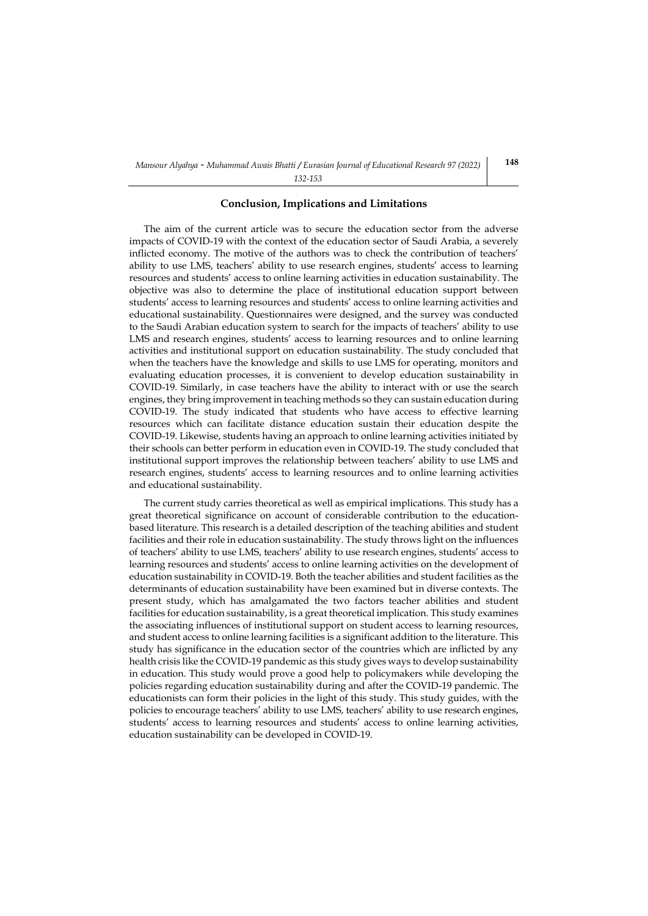## Conclusion, Implications and Limitations

The aim of the current article was to secure the education sector from the adverse impacts of COVID-19 with the context of the education sector of Saudi Arabia, a severely inflicted economy. The motive of the authors was to check the contribution of teachers' ability to use LMS, teachers' ability to use research engines, students' access to learning resources and students' access to online learning activities in education sustainability. The objective was also to determine the place of institutional education support between students' access to learning resources and students' access to online learning activities and educational sustainability. Questionnaires were designed, and the survey was conducted to the Saudi Arabian education system to search for the impacts of teachers' ability to use LMS and research engines, students' access to learning resources and to online learning activities and institutional support on education sustainability. The study concluded that when the teachers have the knowledge and skills to use LMS for operating, monitors and evaluating education processes, it is convenient to develop education sustainability in COVID-19. Similarly, in case teachers have the ability to interact with or use the search engines, they bring improvement in teaching methods so they can sustain education during COVID-19. The study indicated that students who have access to effective learning resources which can facilitate distance education sustain their education despite the COVID-19. Likewise, students having an approach to online learning activities initiated by their schools can better perform in education even in COVID-19. The study concluded that institutional support improves the relationship between teachers' ability to use LMS and research engines, students' access to learning resources and to online learning activities and educational sustainability.

The current study carries theoretical as well as empirical implications. This study has a great theoretical significance on account of considerable contribution to the education-based literature. This research is a detailed description of the teaching abilities and student facilities and their role in education sustainability. The study throws light on the influences of teachers' ability to use LMS, teachers' ability to use research engines, students' access to learning resources and students' access to online learning activities on the development of education sustainability in COVID-19. Both the teacher abilities and student facilities as the determinants of education sustainability have been examined but in diverse contexts. The present study, which has amalgamated the two factors teacher abilities and student facilities for education sustainability, is a great theoretical implication. This study examines the associating influences of institutional support on student access to learning resources, and student access to online learning facilities is a significant addition to the literature. This study has significance in the education sector of the countries which are inflicted by any health crisis like the COVID-19 pandemic as this study gives ways to develop sustainability in education. This study would prove a good help to policymakers while developing the policies regarding education sustainability during and after the COVID-19 pandemic. The educationists can form their policies in the light of this study. This study guides, with the policies to encourage teachers' ability to use LMS, teachers' ability to use research engines, students' access to learning resources and students' access to online learning activities, education sustainability can be developed in COVID-19.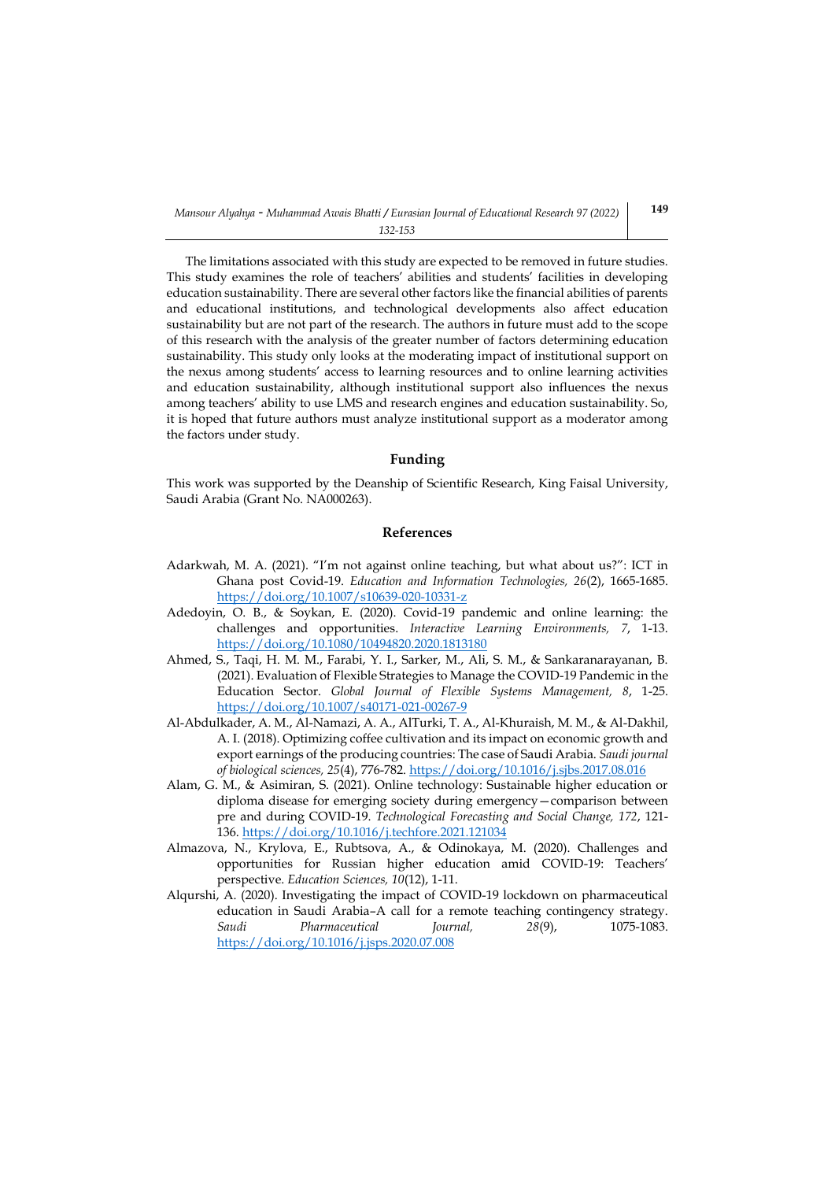The limitations associated with this study are expected to be removed in future studies. This study examines the role of teachers' abilities and students' facilities in developing education sustainability. There are several other factors like the financial abilities of parents and educational institutions, and technological developments also affect education sustainability but are not part of the research. The authors in future must add to the scope of this research with the analysis of the greater number of factors determining education sustainability. This study only looks at the moderating impact of institutional support on the nexus among students' access to learning resources and to online learning activities and education sustainability, although institutional support also influences the nexus among teachers' ability to use LMS and research engines and education sustainability. So, it is hoped that future authors must analyze institutional support as a moderator among the factors under study.

## Funding

This work was supported by the Deanship of Scientific Research, King Faisal University, Saudi Arabia (Grant No. NA000263).

## References

Adarkwah, M. A. (2021). "I'm not against online teaching, but what about us?": ICT in Ghana post Covid-19. *Education and Information Technologies, 26*(2), 1665-1685. https://doi.org/10.1007/s10639-020-10331-z

Adedoyin, O. B., & Soykan, E. (2020). Covid-19 pandemic and online learning: the challenges and opportunities. *Interactive Learning Environments, 7*, 1-13. https://doi.org/10.1080/10494820.2020.1813180

Ahmed, S., Taqi, H. M. M., Farabi, Y. I., Sarker, M., Ali, S. M., & Sankaranarayanan, B. (2021). Evaluation of Flexible Strategies to Manage the COVID-19 Pandemic in the Education Sector. *Global Journal of Flexible Systems Management, 8*, 1-25. https://doi.org/10.1007/s40171-021-00267-9

Al-Abdulkader, A. M., Al-Namazi, A. A., AlTurki, T. A., Al-Khuraish, M. M., & Al-Dakhil, A. I. (2018). Optimizing coffee cultivation and its impact on economic growth and export earnings of the producing countries: The case of Saudi Arabia. *Saudi journal of biological sciences, 25*(4), 776-782. https://doi.org/10.1016/j.sjbs.2017.08.016

Alam, G. M., & Asimiran, S. (2021). Online technology: Sustainable higher education or diploma disease for emerging society during emergency—comparison between pre and during COVID-19. *Technological Forecasting and Social Change, 172*, 121-136. https://doi.org/10.1016/j.techfore.2021.121034

Almazova, N., Krylova, E., Rubtsova, A., & Odinokaya, M. (2020). Challenges and opportunities for Russian higher education amid COVID-19: Teachers' perspective. *Education Sciences, 10*(12), 1-11.

Alqurshi, A. (2020). Investigating the impact of COVID-19 lockdown on pharmaceutical education in Saudi Arabia–A call for a remote teaching contingency strategy. *Saudi Pharmaceutical Journal, 28*(9), 1075-1083. https://doi.org/10.1016/j.jsps.2020.07.008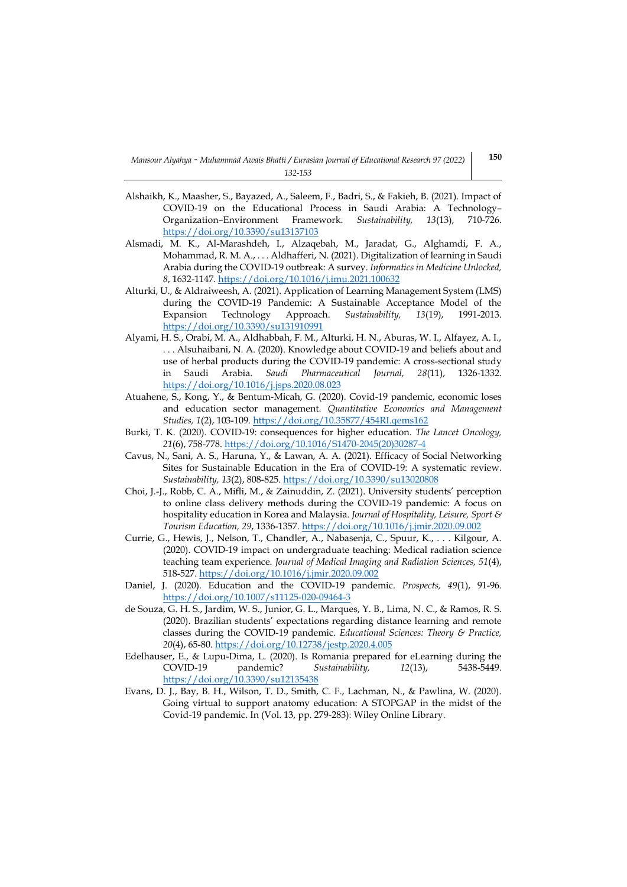Alshaikh, K., Maasher, S., Bayazed, A., Saleem, F., Badri, S., & Fakieh, B. (2021). Impact of COVID-19 on the Educational Process in Saudi Arabia: A Technology–Organization–Environment Framework. *Sustainability, 13*(13), 710-726. https://doi.org/10.3390/su13137103

Alsmadi, M. K., Al-Marashdeh, I., Alzaqebah, M., Jaradat, G., Alghamdi, F. A., Mohammad, R. M. A., . . . Aldhafferi, N. (2021). Digitalization of learning in Saudi Arabia during the COVID-19 outbreak: A survey. *Informatics in Medicine Unlocked, 8*, 1632-1147. https://doi.org/10.1016/j.imu.2021.100632

Alturki, U., & Aldraiweesh, A. (2021). Application of Learning Management System (LMS) during the COVID-19 Pandemic: A Sustainable Acceptance Model of the Expansion Technology Approach. *Sustainability, 13*(19), 1991-2013. https://doi.org/10.3390/su131910991

Alyami, H. S., Orabi, M. A., Aldhabbah, F. M., Alturki, H. N., Aburas, W. I., Alfayez, A. I., . . . Alsuhaibani, N. A. (2020). Knowledge about COVID-19 and beliefs about and use of herbal products during the COVID-19 pandemic: A cross-sectional study in Saudi Arabia. *Saudi Pharmaceutical Journal, 28*(11), 1326-1332. https://doi.org/10.1016/j.jsps.2020.08.023

Atuahene, S., Kong, Y., & Bentum-Micah, G. (2020). Covid-19 pandemic, economic loses and education sector management. *Quantitative Economics and Management Studies, 1*(2), 103-109. https://doi.org/10.35877/454RI.qems162

Burki, T. K. (2020). COVID-19: consequences for higher education. *The Lancet Oncology, 21*(6), 758-778. https://doi.org/10.1016/S1470-2045(20)30287-4

Cavus, N., Sani, A. S., Haruna, Y., & Lawan, A. A. (2021). Efficacy of Social Networking Sites for Sustainable Education in the Era of COVID-19: A systematic review. *Sustainability, 13*(2), 808-825. https://doi.org/10.3390/su13020808

Choi, J.-J., Robb, C. A., Mifli, M., & Zainuddin, Z. (2021). University students' perception to online class delivery methods during the COVID-19 pandemic: A focus on hospitality education in Korea and Malaysia. *Journal of Hospitality, Leisure, Sport & Tourism Education, 29*, 1336-1357. https://doi.org/10.1016/j.jmir.2020.09.002

Currie, G., Hewis, J., Nelson, T., Chandler, A., Nabasenja, C., Spuur, K., . . . Kilgour, A. (2020). COVID-19 impact on undergraduate teaching: Medical radiation science teaching team experience. *Journal of Medical Imaging and Radiation Sciences, 51*(4), 518-527. https://doi.org/10.1016/j.jmir.2020.09.002

Daniel, J. (2020). Education and the COVID-19 pandemic. *Prospects, 49*(1), 91-96. https://doi.org/10.1007/s11125-020-09464-3

de Souza, G. H. S., Jardim, W. S., Junior, G. L., Marques, Y. B., Lima, N. C., & Ramos, R. S. (2020). Brazilian students' expectations regarding distance learning and remote classes during the COVID-19 pandemic. *Educational Sciences: Theory & Practice, 20*(4), 65-80. https://doi.org/10.12738/jestp.2020.4.005

Edelhauser, E., & Lupu-Dima, L. (2020). Is Romania prepared for eLearning during the COVID-19 pandemic? *Sustainability, 12*(13), 5438-5449. https://doi.org/10.3390/su12135438

Evans, D. J., Bay, B. H., Wilson, T. D., Smith, C. F., Lachman, N., & Pawlina, W. (2020). Going virtual to support anatomy education: A STOPGAP in the midst of the Covid-19 pandemic. In (Vol. 13, pp. 279-283): Wiley Online Library.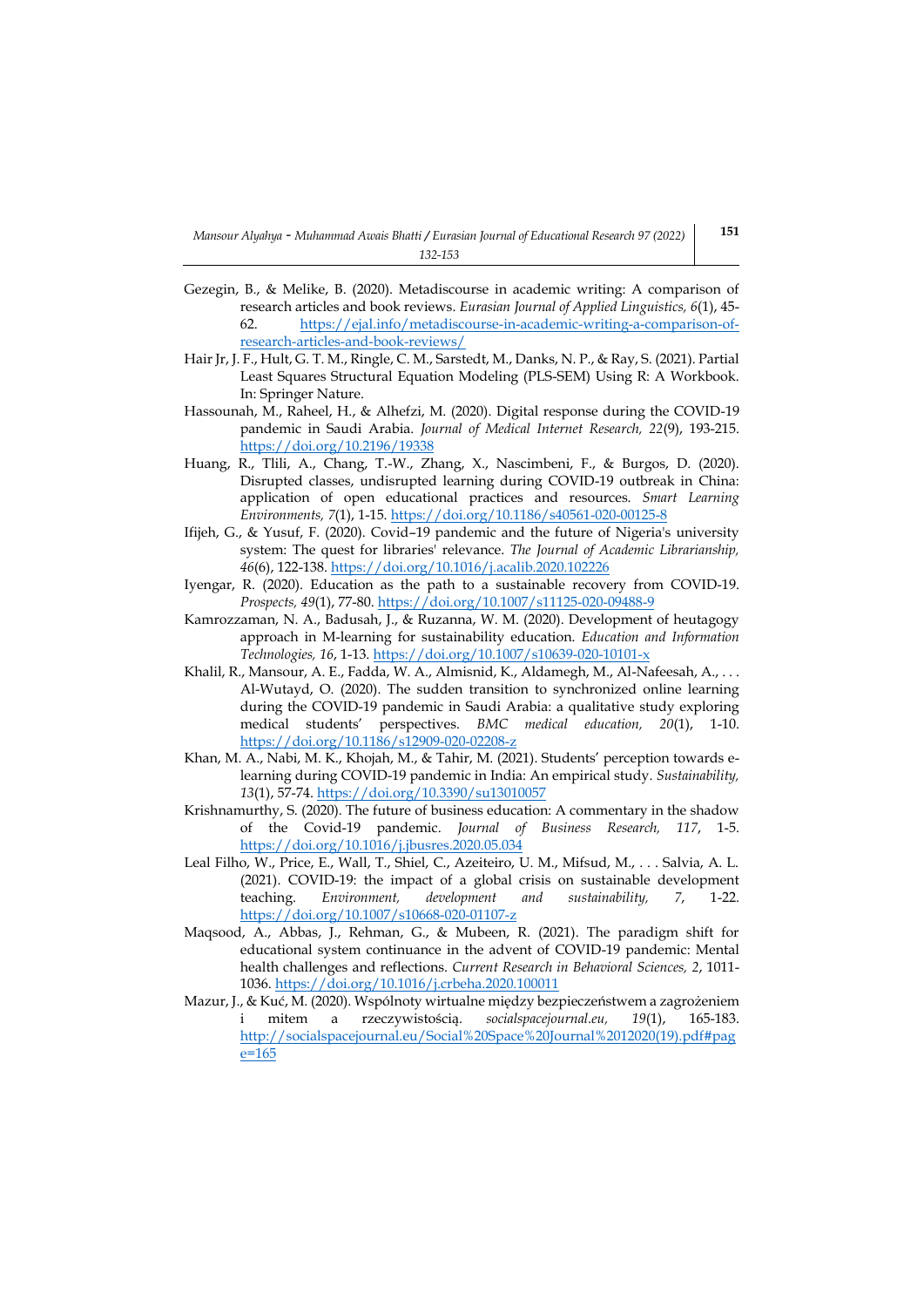Gezegin, B., & Melike, B. (2020). Metadiscourse in academic writing: A comparison of research articles and book reviews. *Eurasian Journal of Applied Linguistics, 6*(1), 45-62. https://ejal.info/metadiscourse-in-academic-writing-a-comparison-of-research-articles-and-book-reviews/

Hair Jr, J. F., Hult, G. T. M., Ringle, C. M., Sarstedt, M., Danks, N. P., & Ray, S. (2021). Partial Least Squares Structural Equation Modeling (PLS-SEM) Using R: A Workbook. In: Springer Nature.

Hassounah, M., Raheel, H., & Alhefzi, M. (2020). Digital response during the COVID-19 pandemic in Saudi Arabia. *Journal of Medical Internet Research, 22*(9), 193-215. https://doi.org/10.2196/19338

Huang, R., Tlili, A., Chang, T.-W., Zhang, X., Nascimbeni, F., & Burgos, D. (2020). Disrupted classes, undisrupted learning during COVID-19 outbreak in China: application of open educational practices and resources. *Smart Learning Environments, 7*(1), 1-15. https://doi.org/10.1186/s40561-020-00125-8

Ifijeh, G., & Yusuf, F. (2020). Covid–19 pandemic and the future of Nigeria's university system: The quest for libraries' relevance. *The Journal of Academic Librarianship, 46*(6), 122-138. https://doi.org/10.1016/j.acalib.2020.102226

Iyengar, R. (2020). Education as the path to a sustainable recovery from COVID-19. *Prospects, 49*(1), 77-80. https://doi.org/10.1007/s11125-020-09488-9

Kamrozzaman, N. A., Badusah, J., & Ruzanna, W. M. (2020). Development of heutagogy approach in M-learning for sustainability education. *Education and Information Technologies, 16*, 1-13. https://doi.org/10.1007/s10639-020-10101-x

Khalil, R., Mansour, A. E., Fadda, W. A., Almisnid, K., Aldamegh, M., Al-Nafeesah, A., . . . Al-Wutayd, O. (2020). The sudden transition to synchronized online learning during the COVID-19 pandemic in Saudi Arabia: a qualitative study exploring medical students' perspectives. *BMC medical education, 20*(1), 1-10. https://doi.org/10.1186/s12909-020-02208-z

Khan, M. A., Nabi, M. K., Khojah, M., & Tahir, M. (2021). Students' perception towards e-learning during COVID-19 pandemic in India: An empirical study. *Sustainability, 13*(1), 57-74. https://doi.org/10.3390/su13010057

Krishnamurthy, S. (2020). The future of business education: A commentary in the shadow of the Covid-19 pandemic. *Journal of Business Research, 117*, 1-5. https://doi.org/10.1016/j.jbusres.2020.05.034

Leal Filho, W., Price, E., Wall, T., Shiel, C., Azeiteiro, U. M., Mifsud, M., . . . Salvia, A. L. (2021). COVID-19: the impact of a global crisis on sustainable development teaching. *Environment, development and sustainability, 7*, 1-22. https://doi.org/10.1007/s10668-020-01107-z

Maqsood, A., Abbas, J., Rehman, G., & Mubeen, R. (2021). The paradigm shift for educational system continuance in the advent of COVID-19 pandemic: Mental health challenges and reflections. *Current Research in Behavioral Sciences, 2*, 1011-1036. https://doi.org/10.1016/j.crbeha.2020.100011

Mazur, J., & Kuć, M. (2020). Wspólnoty wirtualne między bezpieczeństwem a zagrożeniem i mitem a rzeczywistością. *socialspacejournal.eu, 19*(1), 165-183. http://socialspacejournal.eu/Social%20Space%20Journal%2012020(19).pdf#page=165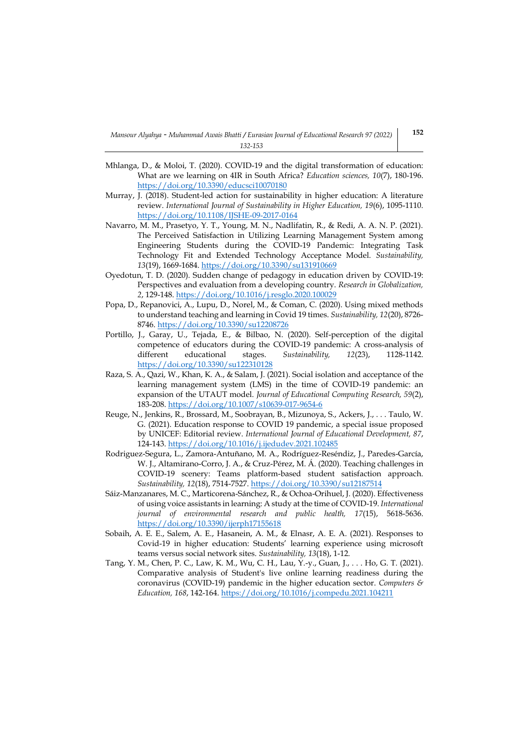Mhlanga, D., & Moloi, T. (2020). COVID-19 and the digital transformation of education: What are we learning on 4IR in South Africa? *Education sciences, 10*(7), 180-196. https://doi.org/10.3390/educsci10070180

Murray, J. (2018). Student-led action for sustainability in higher education: A literature review. *International Journal of Sustainability in Higher Education, 19*(6), 1095-1110. https://doi.org/10.1108/IJSHE-09-2017-0164

Navarro, M. M., Prasetyo, Y. T., Young, M. N., Nadlifatin, R., & Redi, A. A. N. P. (2021). The Perceived Satisfaction in Utilizing Learning Management System among Engineering Students during the COVID-19 Pandemic: Integrating Task Technology Fit and Extended Technology Acceptance Model. *Sustainability, 13*(19), 1669-1684. https://doi.org/10.3390/su131910669

Oyedotun, T. D. (2020). Sudden change of pedagogy in education driven by COVID-19: Perspectives and evaluation from a developing country. *Research in Globalization, 2*, 129-148. https://doi.org/10.1016/j.resglo.2020.100029

Popa, D., Repanovici, A., Lupu, D., Norel, M., & Coman, C. (2020). Using mixed methods to understand teaching and learning in Covid 19 times. *Sustainability, 12*(20), 8726-8746. https://doi.org/10.3390/su12208726

Portillo, J., Garay, U., Tejada, E., & Bilbao, N. (2020). Self-perception of the digital competence of educators during the COVID-19 pandemic: A cross-analysis of different educational stages. *Sustainability, 12*(23), 1128-1142. https://doi.org/10.3390/su122310128

Raza, S. A., Qazi, W., Khan, K. A., & Salam, J. (2021). Social isolation and acceptance of the learning management system (LMS) in the time of COVID-19 pandemic: an expansion of the UTAUT model. *Journal of Educational Computing Research, 59*(2), 183-208. https://doi.org/10.1007/s10639-017-9654-6

Reuge, N., Jenkins, R., Brossard, M., Soobrayan, B., Mizunoya, S., Ackers, J., . . . Taulo, W. G. (2021). Education response to COVID 19 pandemic, a special issue proposed by UNICEF: Editorial review. *International Journal of Educational Development, 87*, 124-143. https://doi.org/10.1016/j.ijedudev.2021.102485

Rodriguez-Segura, L., Zamora-Antuñano, M. A., Rodríguez-Reséndiz, J., Paredes-García, W. J., Altamirano-Corro, J. A., & Cruz-Pérez, M. Á. (2020). Teaching challenges in COVID-19 scenery: Teams platform-based student satisfaction approach. *Sustainability, 12*(18), 7514-7527. https://doi.org/10.3390/su12187514

Sáiz-Manzanares, M. C., Marticorena-Sánchez, R., & Ochoa-Orihuel, J. (2020). Effectiveness of using voice assistants in learning: A study at the time of COVID-19. *International journal of environmental research and public health, 17*(15), 5618-5636. https://doi.org/10.3390/ijerph17155618

Sobaih, A. E. E., Salem, A. E., Hasanein, A. M., & Elnasr, A. E. A. (2021). Responses to Covid-19 in higher education: Students' learning experience using microsoft teams versus social network sites. *Sustainability, 13*(18), 1-12.

Tang, Y. M., Chen, P. C., Law, K. M., Wu, C. H., Lau, Y.-y., Guan, J., . . . Ho, G. T. (2021). Comparative analysis of Student's live online learning readiness during the coronavirus (COVID-19) pandemic in the higher education sector. *Computers & Education, 168*, 142-164. https://doi.org/10.1016/j.compedu.2021.104211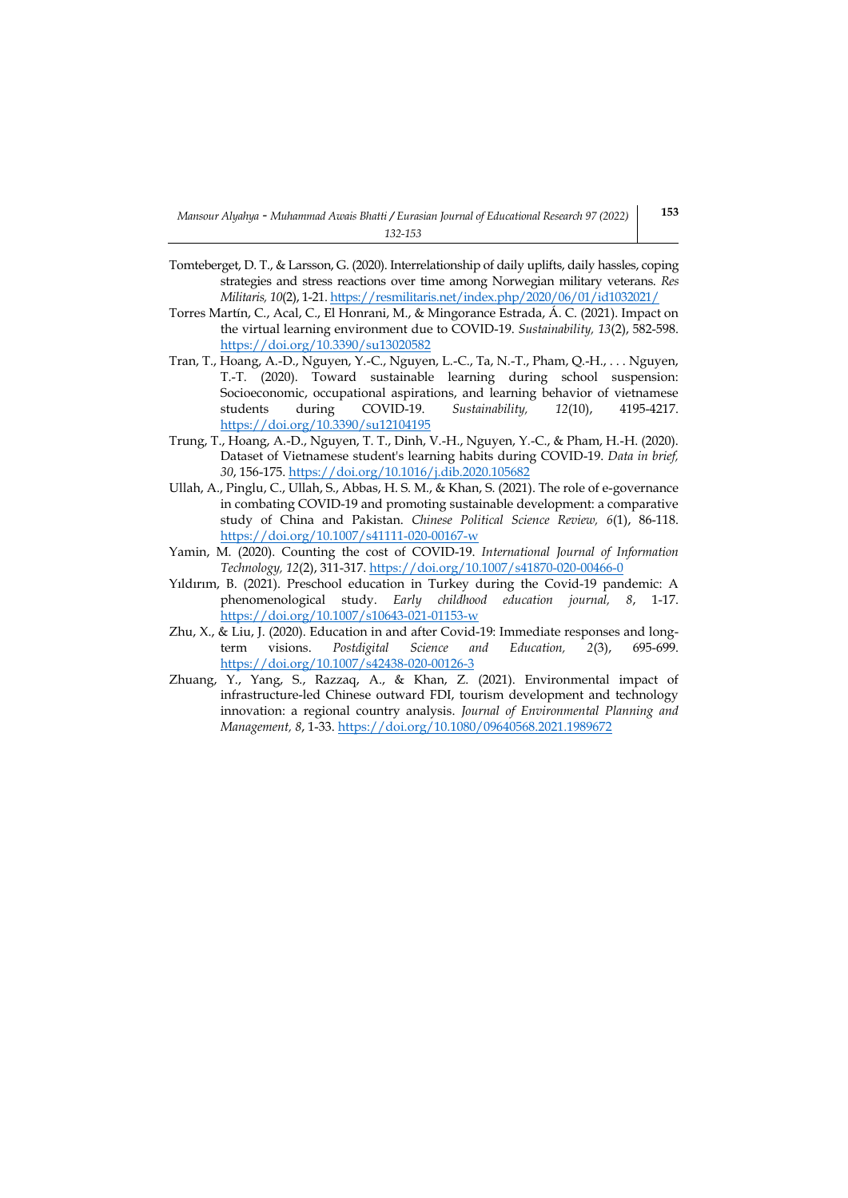Tomteberget, D. T., & Larsson, G. (2020). Interrelationship of daily uplifts, daily hassles, coping strategies and stress reactions over time among Norwegian military veterans. *Res Militaris, 10*(2), 1-21. https://resmilitaris.net/index.php/2020/06/01/id1032021/

Torres Martín, C., Acal, C., El Honrani, M., & Mingorance Estrada, Á. C. (2021). Impact on the virtual learning environment due to COVID-19. *Sustainability, 13*(2), 582-598. https://doi.org/10.3390/su13020582

Tran, T., Hoang, A.-D., Nguyen, Y.-C., Nguyen, L.-C., Ta, N.-T., Pham, Q.-H., . . . Nguyen, T.-T. (2020). Toward sustainable learning during school suspension: Socioeconomic, occupational aspirations, and learning behavior of vietnamese students during COVID-19. *Sustainability, 12*(10), 4195-4217. https://doi.org/10.3390/su12104195

Trung, T., Hoang, A.-D., Nguyen, T. T., Dinh, V.-H., Nguyen, Y.-C., & Pham, H.-H. (2020). Dataset of Vietnamese student's learning habits during COVID-19. *Data in brief, 30*, 156-175. https://doi.org/10.1016/j.dib.2020.105682

Ullah, A., Pinglu, C., Ullah, S., Abbas, H. S. M., & Khan, S. (2021). The role of e-governance in combating COVID-19 and promoting sustainable development: a comparative study of China and Pakistan. *Chinese Political Science Review, 6*(1), 86-118. https://doi.org/10.1007/s41111-020-00167-w

Yamin, M. (2020). Counting the cost of COVID-19. *International Journal of Information Technology, 12*(2), 311-317. https://doi.org/10.1007/s41870-020-00466-0

Yıldırım, B. (2021). Preschool education in Turkey during the Covid-19 pandemic: A phenomenological study. *Early childhood education journal, 8*, 1-17. https://doi.org/10.1007/s10643-021-01153-w

Zhu, X., & Liu, J. (2020). Education in and after Covid-19: Immediate responses and long-term visions. *Postdigital Science and Education, 2*(3), 695-699. https://doi.org/10.1007/s42438-020-00126-3

Zhuang, Y., Yang, S., Razzaq, A., & Khan, Z. (2021). Environmental impact of infrastructure-led Chinese outward FDI, tourism development and technology innovation: a regional country analysis. *Journal of Environmental Planning and Management, 8*, 1-33. https://doi.org/10.1080/09640568.2021.1989672